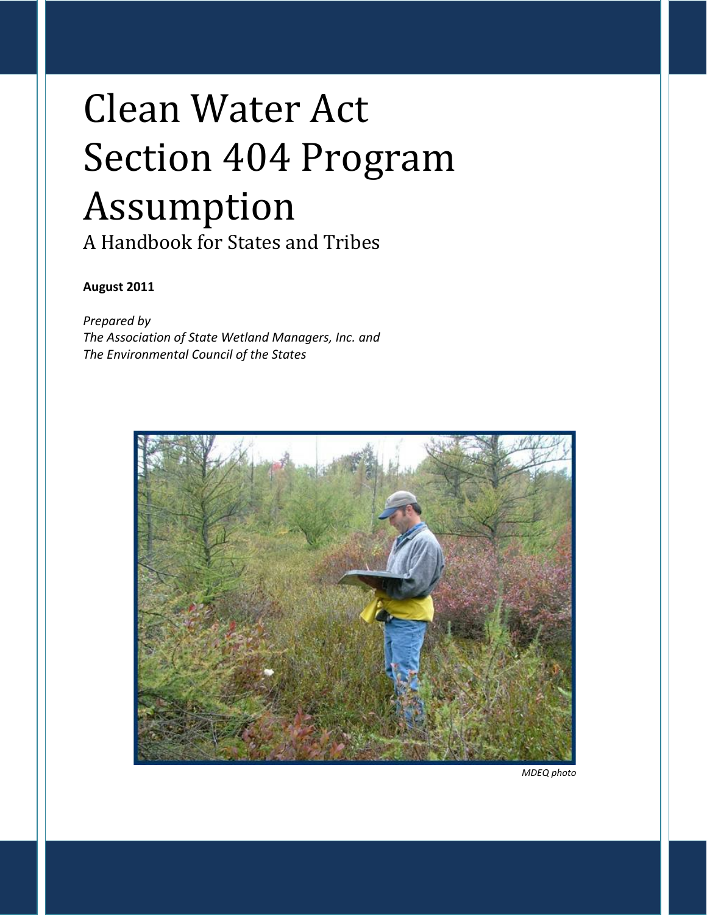# Clean Water Act Section 404 Program Assumption

A Handbook for States and Tribes

**August 2011**

*Prepared by*
*The Association of State Wetland Managers, Inc. and*
*The Environmental Council of the States*

*MDEQ photo*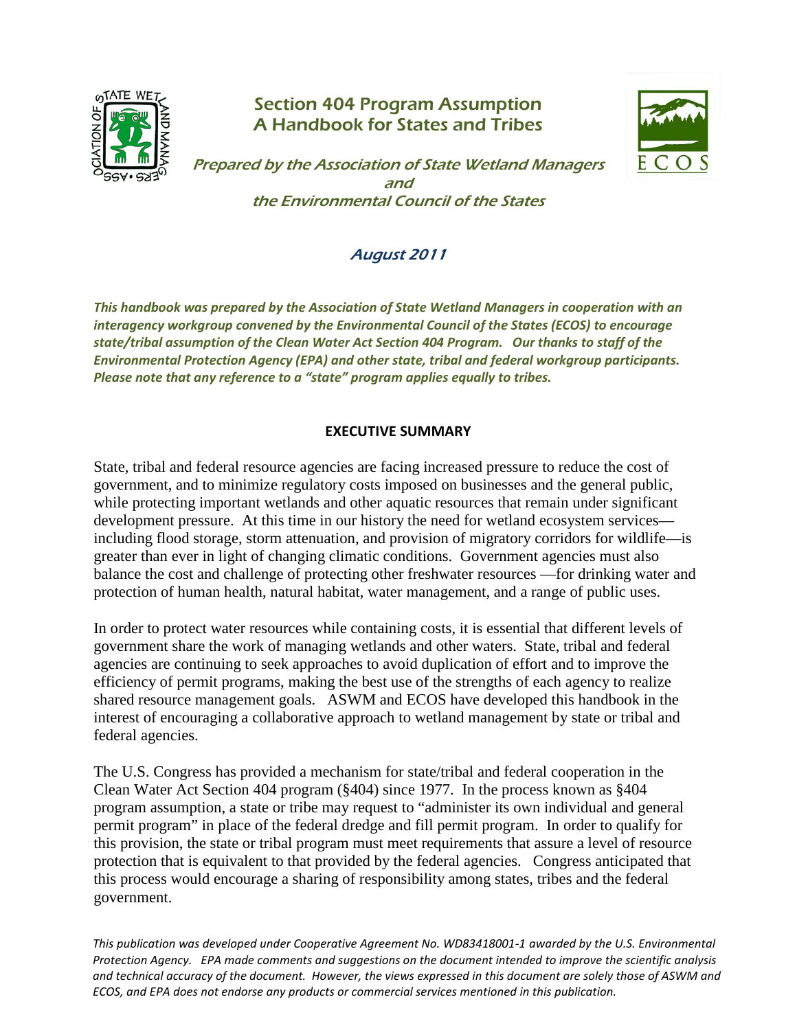# Section 404 Program Assumption
# A Handbook for States and Tribes

*Prepared by the Association of State Wetland Managers and the Environmental Council of the States*

*August 2011*

***This handbook was prepared by the Association of State Wetland Managers in cooperation with an interagency workgroup convened by the Environmental Council of the States (ECOS) to encourage state/tribal assumption of the Clean Water Act Section 404 Program. Our thanks to staff of the Environmental Protection Agency (EPA) and other state, tribal and federal workgroup participants. Please note that any reference to a "state" program applies equally to tribes.***

## EXECUTIVE SUMMARY

State, tribal and federal resource agencies are facing increased pressure to reduce the cost of government, and to minimize regulatory costs imposed on businesses and the general public, while protecting important wetlands and other aquatic resources that remain under significant development pressure. At this time in our history the need for wetland ecosystem services—including flood storage, storm attenuation, and provision of migratory corridors for wildlife—is greater than ever in light of changing climatic conditions. Government agencies must also balance the cost and challenge of protecting other freshwater resources —for drinking water and protection of human health, natural habitat, water management, and a range of public uses.

In order to protect water resources while containing costs, it is essential that different levels of government share the work of managing wetlands and other waters. State, tribal and federal agencies are continuing to seek approaches to avoid duplication of effort and to improve the efficiency of permit programs, making the best use of the strengths of each agency to realize shared resource management goals. ASWM and ECOS have developed this handbook in the interest of encouraging a collaborative approach to wetland management by state or tribal and federal agencies.

The U.S. Congress has provided a mechanism for state/tribal and federal cooperation in the Clean Water Act Section 404 program (§404) since 1977. In the process known as §404 program assumption, a state or tribe may request to "administer its own individual and general permit program" in place of the federal dredge and fill permit program. In order to qualify for this provision, the state or tribal program must meet requirements that assure a level of resource protection that is equivalent to that provided by the federal agencies. Congress anticipated that this process would encourage a sharing of responsibility among states, tribes and the federal government.

*This publication was developed under Cooperative Agreement No. WD83418001-1 awarded by the U.S. Environmental Protection Agency. EPA made comments and suggestions on the document intended to improve the scientific analysis and technical accuracy of the document. However, the views expressed in this document are solely those of ASWM and ECOS, and EPA does not endorse any products or commercial services mentioned in this publication.*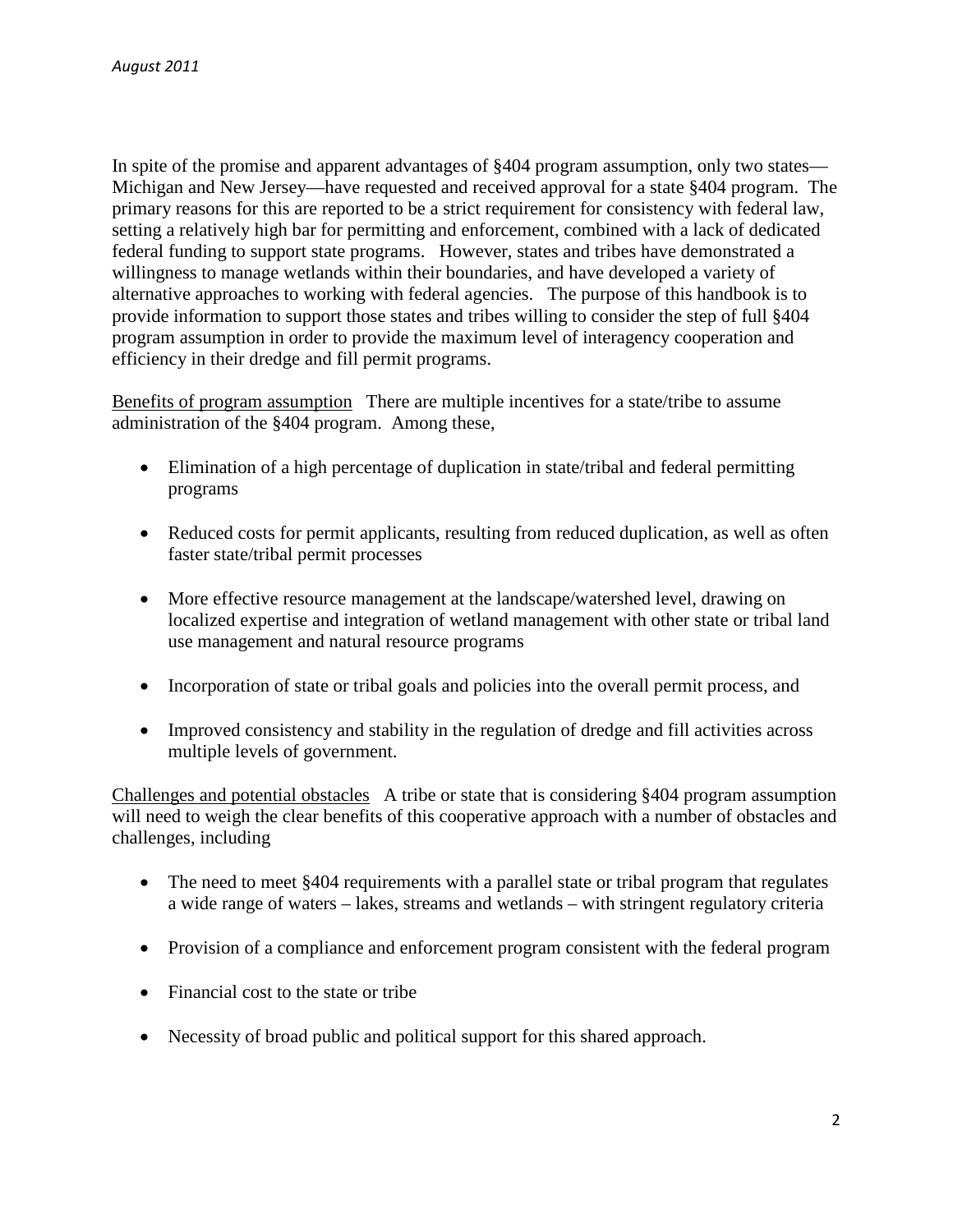In spite of the promise and apparent advantages of §404 program assumption, only two states—Michigan and New Jersey—have requested and received approval for a state §404 program. The primary reasons for this are reported to be a strict requirement for consistency with federal law, setting a relatively high bar for permitting and enforcement, combined with a lack of dedicated federal funding to support state programs. However, states and tribes have demonstrated a willingness to manage wetlands within their boundaries, and have developed a variety of alternative approaches to working with federal agencies. The purpose of this handbook is to provide information to support those states and tribes willing to consider the step of full §404 program assumption in order to provide the maximum level of interagency cooperation and efficiency in their dredge and fill permit programs.

<u>Benefits of program assumption</u> There are multiple incentives for a state/tribe to assume administration of the §404 program. Among these,

- Elimination of a high percentage of duplication in state/tribal and federal permitting programs
- Reduced costs for permit applicants, resulting from reduced duplication, as well as often faster state/tribal permit processes
- More effective resource management at the landscape/watershed level, drawing on localized expertise and integration of wetland management with other state or tribal land use management and natural resource programs
- Incorporation of state or tribal goals and policies into the overall permit process, and
- Improved consistency and stability in the regulation of dredge and fill activities across multiple levels of government.

<u>Challenges and potential obstacles</u> A tribe or state that is considering §404 program assumption will need to weigh the clear benefits of this cooperative approach with a number of obstacles and challenges, including

- The need to meet §404 requirements with a parallel state or tribal program that regulates a wide range of waters – lakes, streams and wetlands – with stringent regulatory criteria
- Provision of a compliance and enforcement program consistent with the federal program
- Financial cost to the state or tribe
- Necessity of broad public and political support for this shared approach.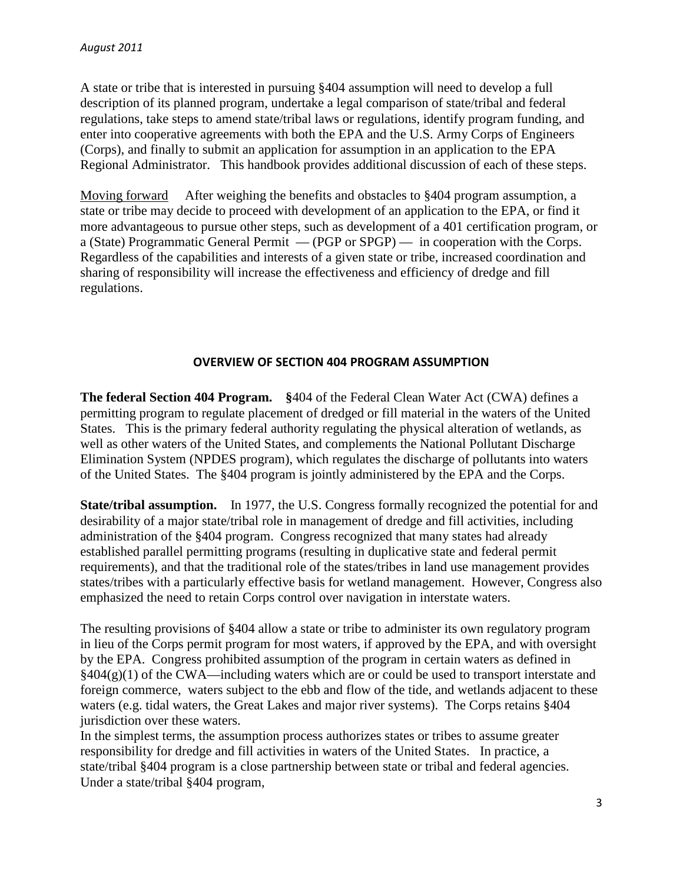A state or tribe that is interested in pursuing §404 assumption will need to develop a full description of its planned program, undertake a legal comparison of state/tribal and federal regulations, take steps to amend state/tribal laws or regulations, identify program funding, and enter into cooperative agreements with both the EPA and the U.S. Army Corps of Engineers (Corps), and finally to submit an application for assumption in an application to the EPA Regional Administrator. This handbook provides additional discussion of each of these steps.

Moving forward After weighing the benefits and obstacles to §404 program assumption, a state or tribe may decide to proceed with development of an application to the EPA, or find it more advantageous to pursue other steps, such as development of a 401 certification program, or a (State) Programmatic General Permit — (PGP or SPGP) — in cooperation with the Corps. Regardless of the capabilities and interests of a given state or tribe, increased coordination and sharing of responsibility will increase the effectiveness and efficiency of dredge and fill regulations.

## OVERVIEW OF SECTION 404 PROGRAM ASSUMPTION

**The federal Section 404 Program. §**404 of the Federal Clean Water Act (CWA) defines a permitting program to regulate placement of dredged or fill material in the waters of the United States. This is the primary federal authority regulating the physical alteration of wetlands, as well as other waters of the United States, and complements the National Pollutant Discharge Elimination System (NPDES program), which regulates the discharge of pollutants into waters of the United States. The §404 program is jointly administered by the EPA and the Corps.

**State/tribal assumption.** In 1977, the U.S. Congress formally recognized the potential for and desirability of a major state/tribal role in management of dredge and fill activities, including administration of the §404 program. Congress recognized that many states had already established parallel permitting programs (resulting in duplicative state and federal permit requirements), and that the traditional role of the states/tribes in land use management provides states/tribes with a particularly effective basis for wetland management. However, Congress also emphasized the need to retain Corps control over navigation in interstate waters.

The resulting provisions of §404 allow a state or tribe to administer its own regulatory program in lieu of the Corps permit program for most waters, if approved by the EPA, and with oversight by the EPA. Congress prohibited assumption of the program in certain waters as defined in §404(g)(1) of the CWA—including waters which are or could be used to transport interstate and foreign commerce, waters subject to the ebb and flow of the tide, and wetlands adjacent to these waters (e.g. tidal waters, the Great Lakes and major river systems). The Corps retains §404 jurisdiction over these waters.

In the simplest terms, the assumption process authorizes states or tribes to assume greater responsibility for dredge and fill activities in waters of the United States. In practice, a state/tribal §404 program is a close partnership between state or tribal and federal agencies. Under a state/tribal §404 program,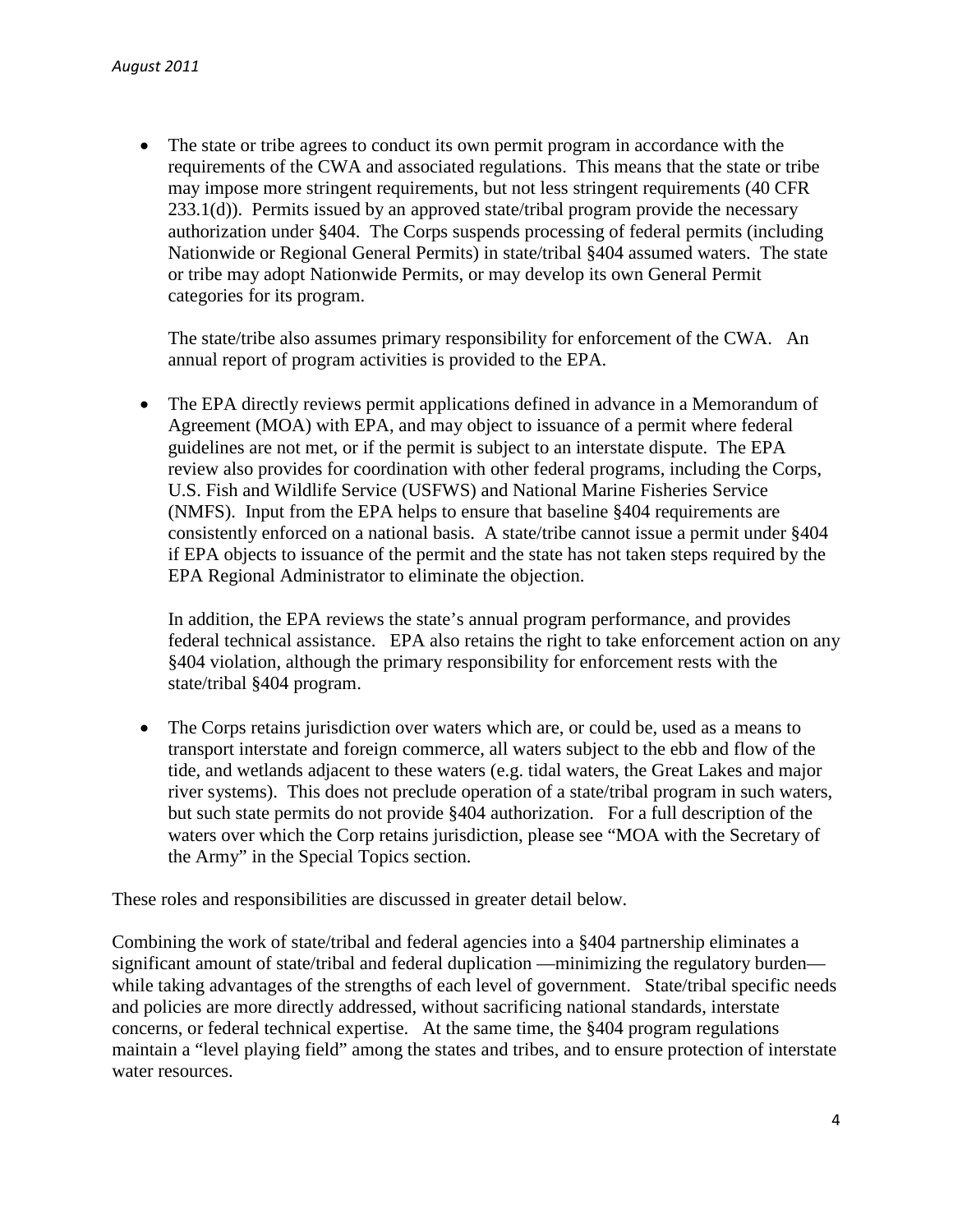- The state or tribe agrees to conduct its own permit program in accordance with the requirements of the CWA and associated regulations. This means that the state or tribe may impose more stringent requirements, but not less stringent requirements (40 CFR 233.1(d)). Permits issued by an approved state/tribal program provide the necessary authorization under §404. The Corps suspends processing of federal permits (including Nationwide or Regional General Permits) in state/tribal §404 assumed waters. The state or tribe may adopt Nationwide Permits, or may develop its own General Permit categories for its program.

  The state/tribe also assumes primary responsibility for enforcement of the CWA. An annual report of program activities is provided to the EPA.

- The EPA directly reviews permit applications defined in advance in a Memorandum of Agreement (MOA) with EPA, and may object to issuance of a permit where federal guidelines are not met, or if the permit is subject to an interstate dispute. The EPA review also provides for coordination with other federal programs, including the Corps, U.S. Fish and Wildlife Service (USFWS) and National Marine Fisheries Service (NMFS). Input from the EPA helps to ensure that baseline §404 requirements are consistently enforced on a national basis. A state/tribe cannot issue a permit under §404 if EPA objects to issuance of the permit and the state has not taken steps required by the EPA Regional Administrator to eliminate the objection.

  In addition, the EPA reviews the state's annual program performance, and provides federal technical assistance. EPA also retains the right to take enforcement action on any §404 violation, although the primary responsibility for enforcement rests with the state/tribal §404 program.

- The Corps retains jurisdiction over waters which are, or could be, used as a means to transport interstate and foreign commerce, all waters subject to the ebb and flow of the tide, and wetlands adjacent to these waters (e.g. tidal waters, the Great Lakes and major river systems). This does not preclude operation of a state/tribal program in such waters, but such state permits do not provide §404 authorization. For a full description of the waters over which the Corp retains jurisdiction, please see "MOA with the Secretary of the Army" in the Special Topics section.

These roles and responsibilities are discussed in greater detail below.

Combining the work of state/tribal and federal agencies into a §404 partnership eliminates a significant amount of state/tribal and federal duplication —minimizing the regulatory burden— while taking advantages of the strengths of each level of government. State/tribal specific needs and policies are more directly addressed, without sacrificing national standards, interstate concerns, or federal technical expertise. At the same time, the §404 program regulations maintain a "level playing field" among the states and tribes, and to ensure protection of interstate water resources.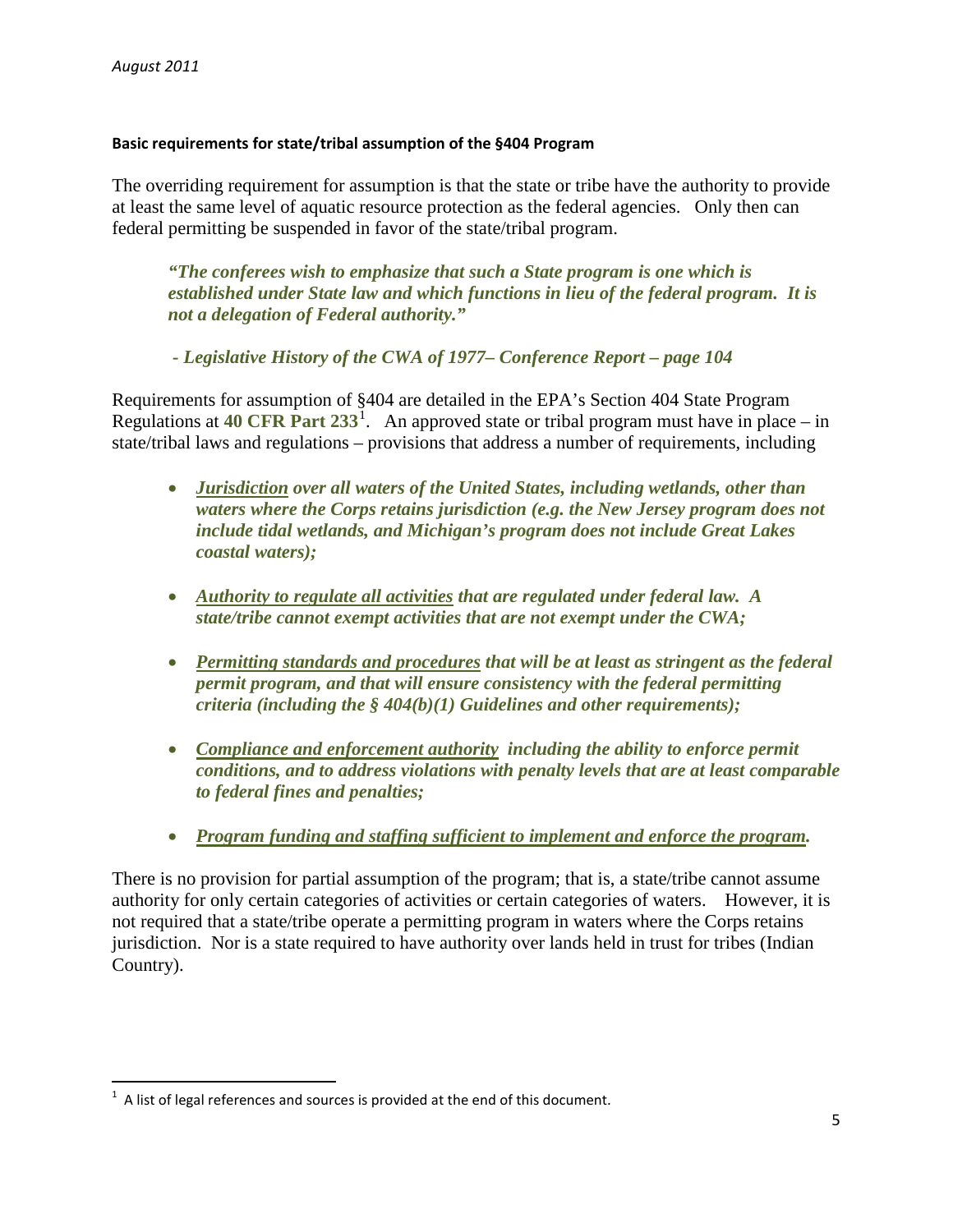#### Basic requirements for state/tribal assumption of the §404 Program

The overriding requirement for assumption is that the state or tribe have the authority to provide at least the same level of aquatic resource protection as the federal agencies. Only then can federal permitting be suspended in favor of the state/tribal program.

> ***"The conferees wish to emphasize that such a State program is one which is established under State law and which functions in lieu of the federal program. It is not a delegation of Federal authority."***
>
> ***- Legislative History of the CWA of 1977– Conference Report – page 104***

Requirements for assumption of §404 are detailed in the EPA's Section 404 State Program Regulations at **40 CFR Part 233**[1]. An approved state or tribal program must have in place – in state/tribal laws and regulations – provisions that address a number of requirements, including

- ***<u>Jurisdiction</u> over all waters of the United States, including wetlands, other than waters where the Corps retains jurisdiction (e.g. the New Jersey program does not include tidal wetlands, and Michigan's program does not include Great Lakes coastal waters);***

- ***<u>Authority to regulate all activities</u> that are regulated under federal law. A state/tribe cannot exempt activities that are not exempt under the CWA;***

- ***<u>Permitting standards and procedures</u> that will be at least as stringent as the federal permit program, and that will ensure consistency with the federal permitting criteria (including the § 404(b)(1) Guidelines and other requirements);***

- ***<u>Compliance and enforcement authority</u> including the ability to enforce permit conditions, and to address violations with penalty levels that are at least comparable to federal fines and penalties;***

- ***<u>Program funding and staffing sufficient to implement and enforce the program</u>.***

There is no provision for partial assumption of the program; that is, a state/tribe cannot assume authority for only certain categories of activities or certain categories of waters. However, it is not required that a state/tribe operate a permitting program in waters where the Corps retains jurisdiction. Nor is a state required to have authority over lands held in trust for tribes (Indian Country).

---

[1] A list of legal references and sources is provided at the end of this document.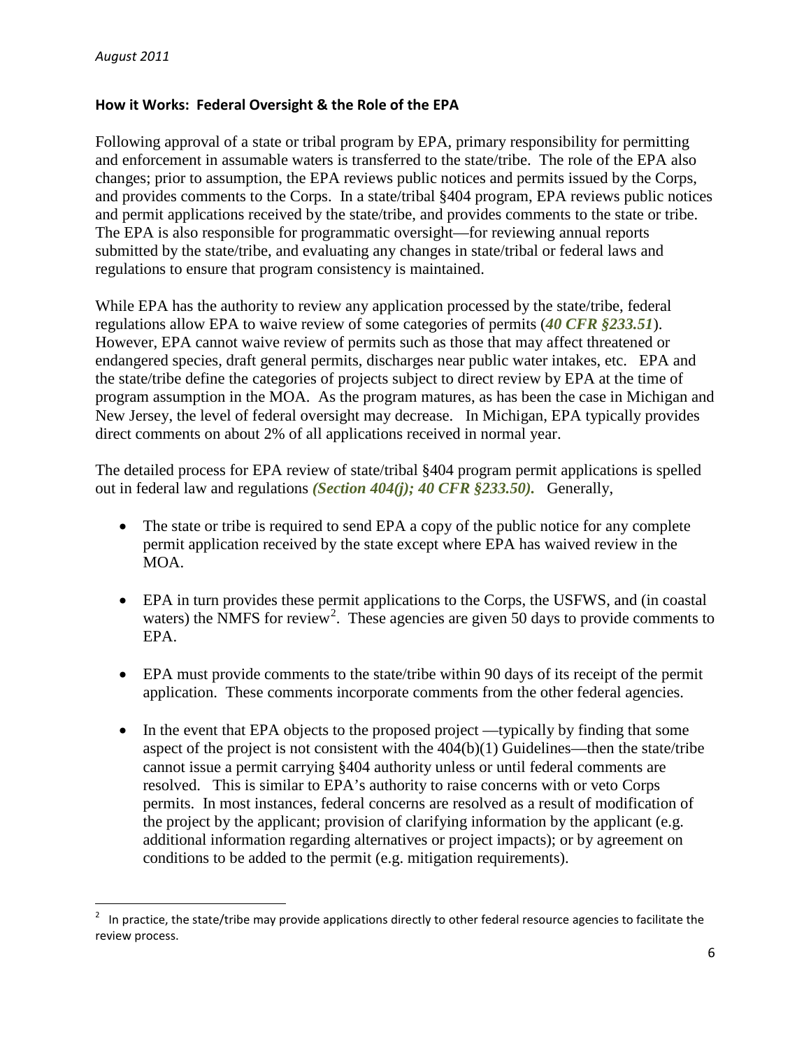*August 2011*

## How it Works: Federal Oversight & the Role of the EPA

Following approval of a state or tribal program by EPA, primary responsibility for permitting and enforcement in assumable waters is transferred to the state/tribe. The role of the EPA also changes; prior to assumption, the EPA reviews public notices and permits issued by the Corps, and provides comments to the Corps. In a state/tribal §404 program, EPA reviews public notices and permit applications received by the state/tribe, and provides comments to the state or tribe. The EPA is also responsible for programmatic oversight—for reviewing annual reports submitted by the state/tribe, and evaluating any changes in state/tribal or federal laws and regulations to ensure that program consistency is maintained.

While EPA has the authority to review any application processed by the state/tribe, federal regulations allow EPA to waive review of some categories of permits (***40 CFR §233.51***). However, EPA cannot waive review of permits such as those that may affect threatened or endangered species, draft general permits, discharges near public water intakes, etc. EPA and the state/tribe define the categories of projects subject to direct review by EPA at the time of program assumption in the MOA. As the program matures, as has been the case in Michigan and New Jersey, the level of federal oversight may decrease. In Michigan, EPA typically provides direct comments on about 2% of all applications received in normal year.

The detailed process for EPA review of state/tribal §404 program permit applications is spelled out in federal law and regulations ***(Section 404(j); 40 CFR §233.50).*** Generally,

- The state or tribe is required to send EPA a copy of the public notice for any complete permit application received by the state except where EPA has waived review in the MOA.
- EPA in turn provides these permit applications to the Corps, the USFWS, and (in coastal waters) the NMFS for review[2]. These agencies are given 50 days to provide comments to EPA.
- EPA must provide comments to the state/tribe within 90 days of its receipt of the permit application. These comments incorporate comments from the other federal agencies.
- In the event that EPA objects to the proposed project —typically by finding that some aspect of the project is not consistent with the 404(b)(1) Guidelines—then the state/tribe cannot issue a permit carrying §404 authority unless or until federal comments are resolved. This is similar to EPA's authority to raise concerns with or veto Corps permits. In most instances, federal concerns are resolved as a result of modification of the project by the applicant; provision of clarifying information by the applicant (e.g. additional information regarding alternatives or project impacts); or by agreement on conditions to be added to the permit (e.g. mitigation requirements).

---

[2] In practice, the state/tribe may provide applications directly to other federal resource agencies to facilitate the review process.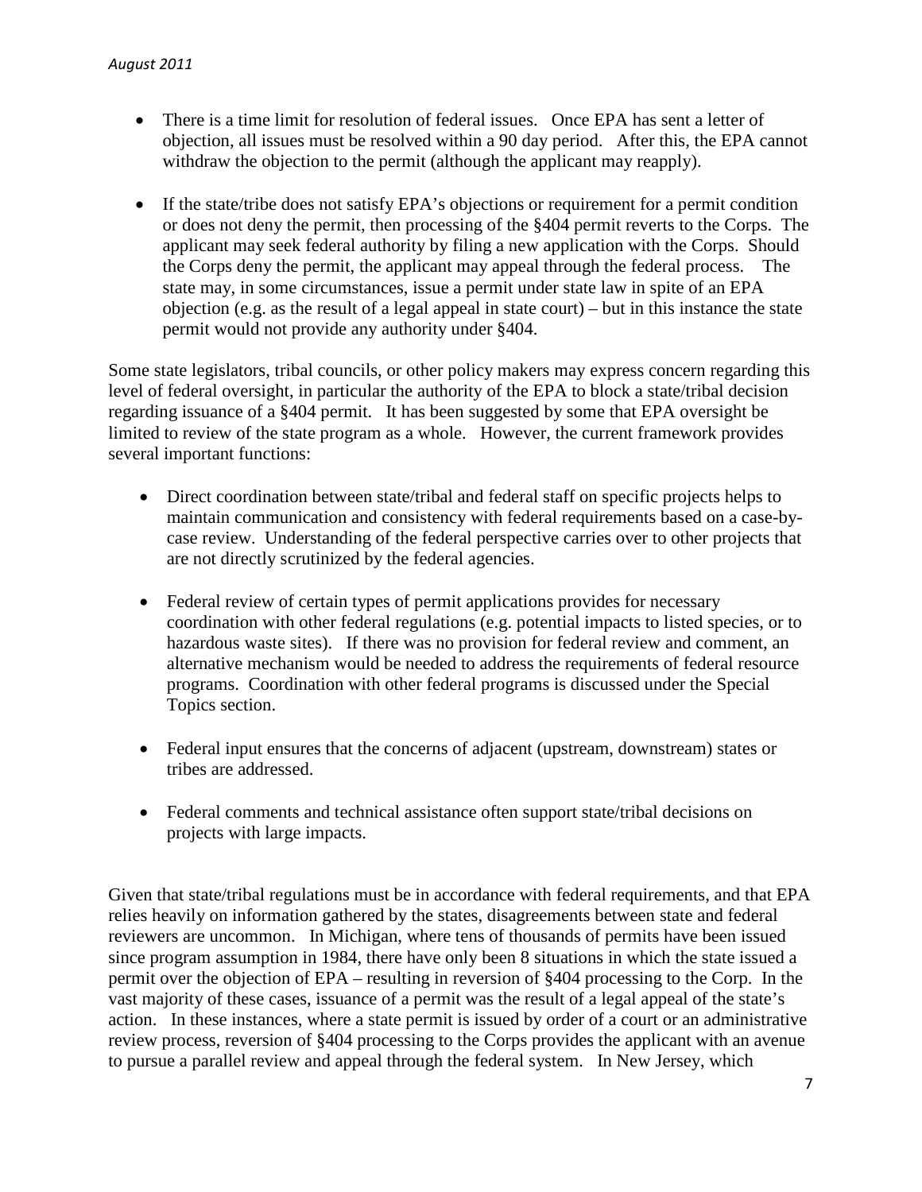- There is a time limit for resolution of federal issues. Once EPA has sent a letter of objection, all issues must be resolved within a 90 day period. After this, the EPA cannot withdraw the objection to the permit (although the applicant may reapply).

- If the state/tribe does not satisfy EPA's objections or requirement for a permit condition or does not deny the permit, then processing of the §404 permit reverts to the Corps. The applicant may seek federal authority by filing a new application with the Corps. Should the Corps deny the permit, the applicant may appeal through the federal process. The state may, in some circumstances, issue a permit under state law in spite of an EPA objection (e.g. as the result of a legal appeal in state court) – but in this instance the state permit would not provide any authority under §404.

Some state legislators, tribal councils, or other policy makers may express concern regarding this level of federal oversight, in particular the authority of the EPA to block a state/tribal decision regarding issuance of a §404 permit. It has been suggested by some that EPA oversight be limited to review of the state program as a whole. However, the current framework provides several important functions:

- Direct coordination between state/tribal and federal staff on specific projects helps to maintain communication and consistency with federal requirements based on a case-by-case review. Understanding of the federal perspective carries over to other projects that are not directly scrutinized by the federal agencies.

- Federal review of certain types of permit applications provides for necessary coordination with other federal regulations (e.g. potential impacts to listed species, or to hazardous waste sites). If there was no provision for federal review and comment, an alternative mechanism would be needed to address the requirements of federal resource programs. Coordination with other federal programs is discussed under the Special Topics section.

- Federal input ensures that the concerns of adjacent (upstream, downstream) states or tribes are addressed.

- Federal comments and technical assistance often support state/tribal decisions on projects with large impacts.

Given that state/tribal regulations must be in accordance with federal requirements, and that EPA relies heavily on information gathered by the states, disagreements between state and federal reviewers are uncommon. In Michigan, where tens of thousands of permits have been issued since program assumption in 1984, there have only been 8 situations in which the state issued a permit over the objection of EPA – resulting in reversion of §404 processing to the Corp. In the vast majority of these cases, issuance of a permit was the result of a legal appeal of the state's action. In these instances, where a state permit is issued by order of a court or an administrative review process, reversion of §404 processing to the Corps provides the applicant with an avenue to pursue a parallel review and appeal through the federal system. In New Jersey, which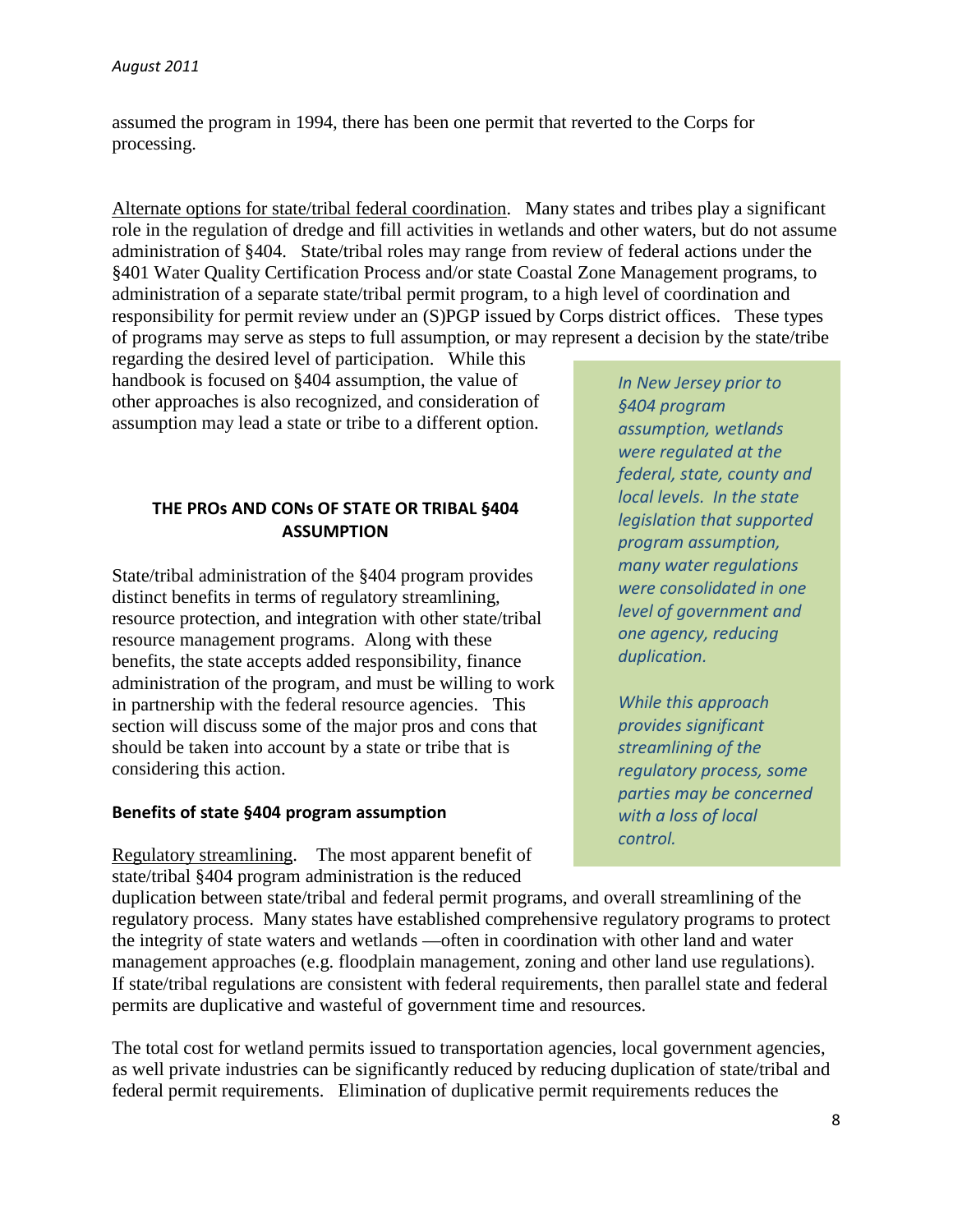assumed the program in 1994, there has been one permit that reverted to the Corps for processing.

Alternate options for state/tribal federal coordination. Many states and tribes play a significant role in the regulation of dredge and fill activities in wetlands and other waters, but do not assume administration of §404. State/tribal roles may range from review of federal actions under the §401 Water Quality Certification Process and/or state Coastal Zone Management programs, to administration of a separate state/tribal permit program, to a high level of coordination and responsibility for permit review under an (S)PGP issued by Corps district offices. These types of programs may serve as steps to full assumption, or may represent a decision by the state/tribe regarding the desired level of participation. While this handbook is focused on §404 assumption, the value of other approaches is also recognized, and consideration of assumption may lead a state or tribe to a different option.

> *In New Jersey prior to §404 program assumption, wetlands were regulated at the federal, state, county and local levels. In the state legislation that supported program assumption, many water regulations were consolidated in one level of government and one agency, reducing duplication.*
>
> *While this approach provides significant streamlining of the regulatory process, some parties may be concerned with a loss of local control.*

## THE PROs AND CONs OF STATE OR TRIBAL §404 ASSUMPTION

State/tribal administration of the §404 program provides distinct benefits in terms of regulatory streamlining, resource protection, and integration with other state/tribal resource management programs. Along with these benefits, the state accepts added responsibility, finance administration of the program, and must be willing to work in partnership with the federal resource agencies. This section will discuss some of the major pros and cons that should be taken into account by a state or tribe that is considering this action.

### Benefits of state §404 program assumption

Regulatory streamlining. The most apparent benefit of state/tribal §404 program administration is the reduced duplication between state/tribal and federal permit programs, and overall streamlining of the regulatory process. Many states have established comprehensive regulatory programs to protect the integrity of state waters and wetlands —often in coordination with other land and water management approaches (e.g. floodplain management, zoning and other land use regulations). If state/tribal regulations are consistent with federal requirements, then parallel state and federal permits are duplicative and wasteful of government time and resources.

The total cost for wetland permits issued to transportation agencies, local government agencies, as well private industries can be significantly reduced by reducing duplication of state/tribal and federal permit requirements. Elimination of duplicative permit requirements reduces the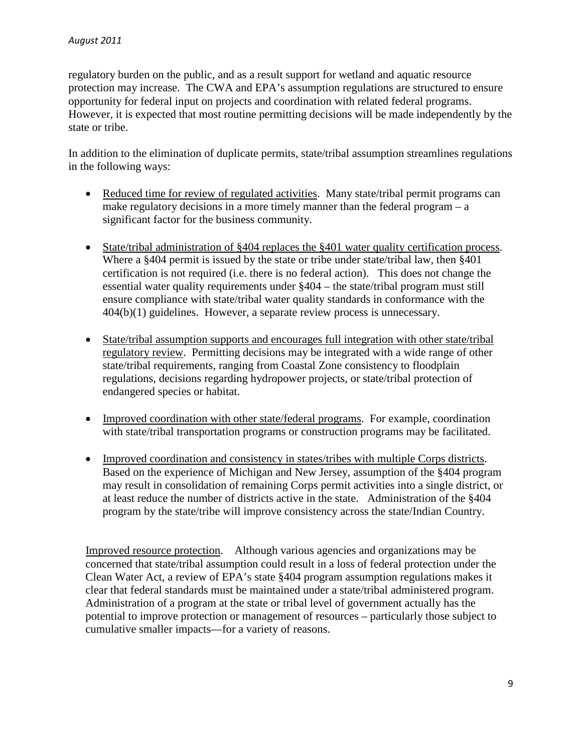regulatory burden on the public, and as a result support for wetland and aquatic resource protection may increase. The CWA and EPA's assumption regulations are structured to ensure opportunity for federal input on projects and coordination with related federal programs. However, it is expected that most routine permitting decisions will be made independently by the state or tribe.

In addition to the elimination of duplicate permits, state/tribal assumption streamlines regulations in the following ways:

- Reduced time for review of regulated activities. Many state/tribal permit programs can make regulatory decisions in a more timely manner than the federal program – a significant factor for the business community.

- State/tribal administration of §404 replaces the §401 water quality certification process. Where a §404 permit is issued by the state or tribe under state/tribal law, then §401 certification is not required (i.e. there is no federal action). This does not change the essential water quality requirements under §404 – the state/tribal program must still ensure compliance with state/tribal water quality standards in conformance with the 404(b)(1) guidelines. However, a separate review process is unnecessary.

- State/tribal assumption supports and encourages full integration with other state/tribal regulatory review. Permitting decisions may be integrated with a wide range of other state/tribal requirements, ranging from Coastal Zone consistency to floodplain regulations, decisions regarding hydropower projects, or state/tribal protection of endangered species or habitat.

- Improved coordination with other state/federal programs. For example, coordination with state/tribal transportation programs or construction programs may be facilitated.

- Improved coordination and consistency in states/tribes with multiple Corps districts. Based on the experience of Michigan and New Jersey, assumption of the §404 program may result in consolidation of remaining Corps permit activities into a single district, or at least reduce the number of districts active in the state. Administration of the §404 program by the state/tribe will improve consistency across the state/Indian Country.

Improved resource protection. Although various agencies and organizations may be concerned that state/tribal assumption could result in a loss of federal protection under the Clean Water Act, a review of EPA's state §404 program assumption regulations makes it clear that federal standards must be maintained under a state/tribal administered program. Administration of a program at the state or tribal level of government actually has the potential to improve protection or management of resources – particularly those subject to cumulative smaller impacts—for a variety of reasons.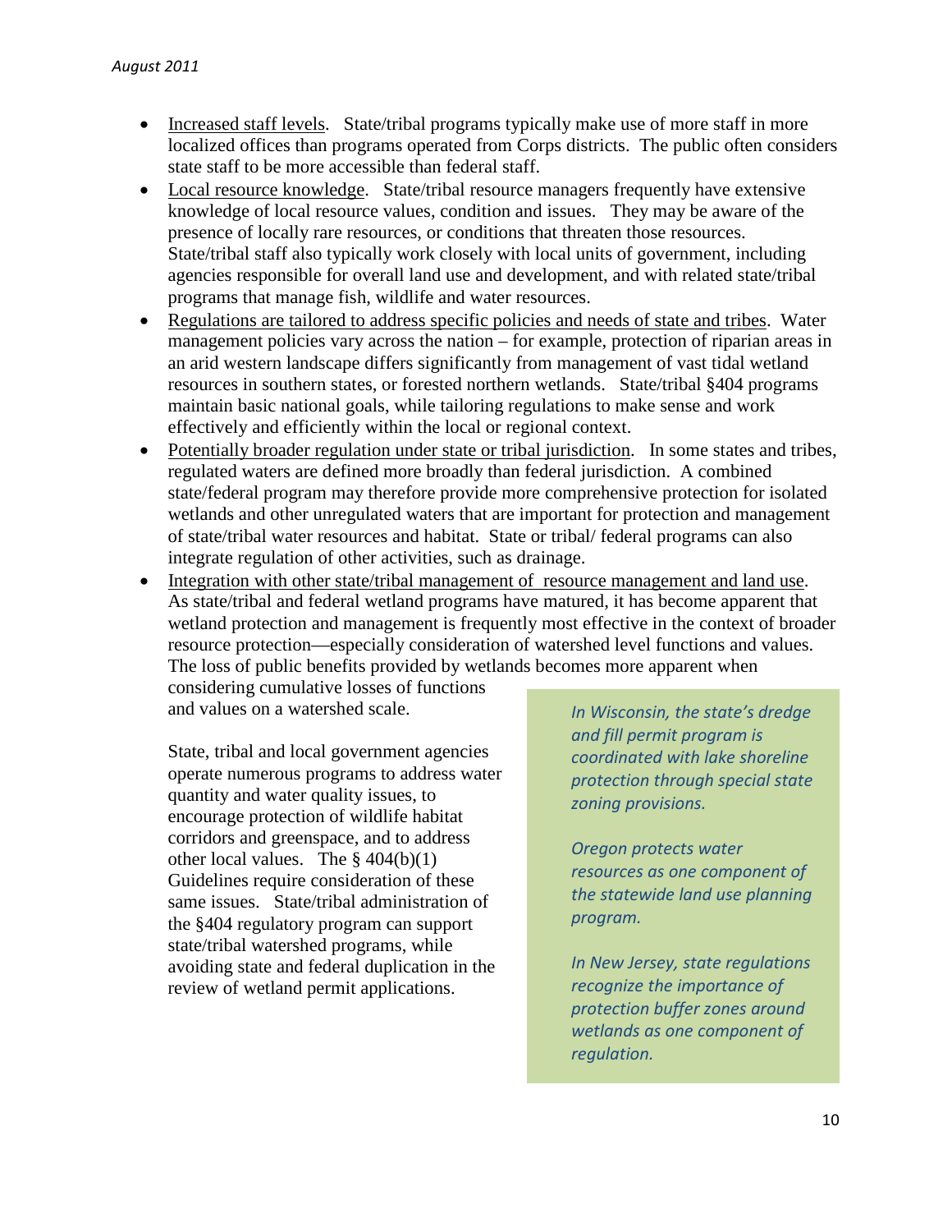- Increased staff levels. State/tribal programs typically make use of more staff in more localized offices than programs operated from Corps districts. The public often considers state staff to be more accessible than federal staff.
- Local resource knowledge. State/tribal resource managers frequently have extensive knowledge of local resource values, condition and issues. They may be aware of the presence of locally rare resources, or conditions that threaten those resources. State/tribal staff also typically work closely with local units of government, including agencies responsible for overall land use and development, and with related state/tribal programs that manage fish, wildlife and water resources.
- Regulations are tailored to address specific policies and needs of state and tribes. Water management policies vary across the nation – for example, protection of riparian areas in an arid western landscape differs significantly from management of vast tidal wetland resources in southern states, or forested northern wetlands. State/tribal §404 programs maintain basic national goals, while tailoring regulations to make sense and work effectively and efficiently within the local or regional context.
- Potentially broader regulation under state or tribal jurisdiction. In some states and tribes, regulated waters are defined more broadly than federal jurisdiction. A combined state/federal program may therefore provide more comprehensive protection for isolated wetlands and other unregulated waters that are important for protection and management of state/tribal water resources and habitat. State or tribal/ federal programs can also integrate regulation of other activities, such as drainage.
- Integration with other state/tribal management of resource management and land use. As state/tribal and federal wetland programs have matured, it has become apparent that wetland protection and management is frequently most effective in the context of broader resource protection—especially consideration of watershed level functions and values. The loss of public benefits provided by wetlands becomes more apparent when considering cumulative losses of functions and values on a watershed scale.

  State, tribal and local government agencies operate numerous programs to address water quantity and water quality issues, to encourage protection of wildlife habitat corridors and greenspace, and to address other local values. The § 404(b)(1) Guidelines require consideration of these same issues. State/tribal administration of the §404 regulatory program can support state/tribal watershed programs, while avoiding state and federal duplication in the review of wetland permit applications.

*In Wisconsin, the state's dredge and fill permit program is coordinated with lake shoreline protection through special state zoning provisions.*

*Oregon protects water resources as one component of the statewide land use planning program.*

*In New Jersey, state regulations recognize the importance of protection buffer zones around wetlands as one component of regulation.*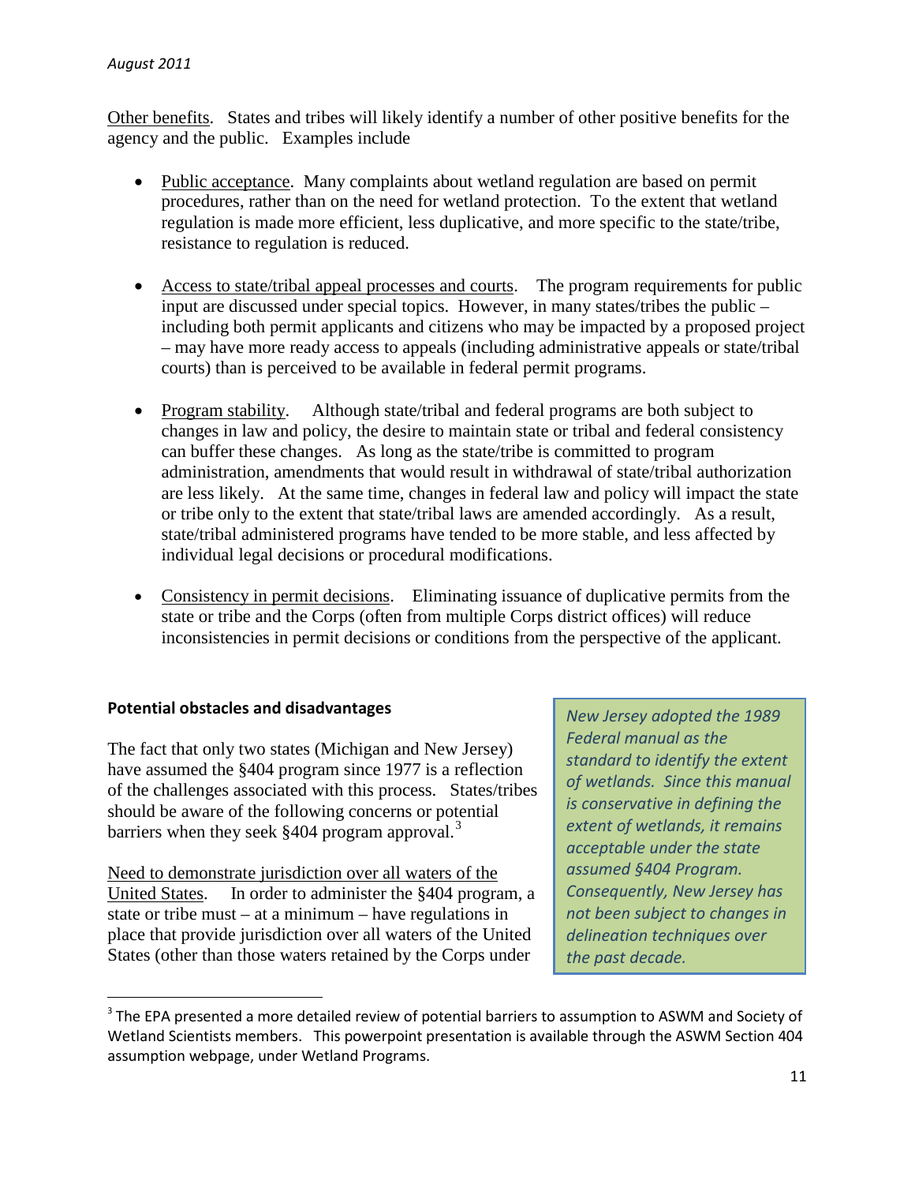Other benefits. States and tribes will likely identify a number of other positive benefits for the agency and the public. Examples include

- Public acceptance. Many complaints about wetland regulation are based on permit procedures, rather than on the need for wetland protection. To the extent that wetland regulation is made more efficient, less duplicative, and more specific to the state/tribe, resistance to regulation is reduced.

- Access to state/tribal appeal processes and courts. The program requirements for public input are discussed under special topics. However, in many states/tribes the public – including both permit applicants and citizens who may be impacted by a proposed project – may have more ready access to appeals (including administrative appeals or state/tribal courts) than is perceived to be available in federal permit programs.

- Program stability. Although state/tribal and federal programs are both subject to changes in law and policy, the desire to maintain state or tribal and federal consistency can buffer these changes. As long as the state/tribe is committed to program administration, amendments that would result in withdrawal of state/tribal authorization are less likely. At the same time, changes in federal law and policy will impact the state or tribe only to the extent that state/tribal laws are amended accordingly. As a result, state/tribal administered programs have tended to be more stable, and less affected by individual legal decisions or procedural modifications.

- Consistency in permit decisions. Eliminating issuance of duplicative permits from the state or tribe and the Corps (often from multiple Corps district offices) will reduce inconsistencies in permit decisions or conditions from the perspective of the applicant.

**Potential obstacles and disadvantages**

The fact that only two states (Michigan and New Jersey) have assumed the §404 program since 1977 is a reflection of the challenges associated with this process. States/tribes should be aware of the following concerns or potential barriers when they seek §404 program approval.[3]

*New Jersey adopted the 1989 Federal manual as the standard to identify the extent of wetlands. Since this manual is conservative in defining the extent of wetlands, it remains acceptable under the state assumed §404 Program. Consequently, New Jersey has not been subject to changes in delineation techniques over the past decade.*

Need to demonstrate jurisdiction over all waters of the United States. In order to administer the §404 program, a state or tribe must – at a minimum – have regulations in place that provide jurisdiction over all waters of the United States (other than those waters retained by the Corps under

[3] The EPA presented a more detailed review of potential barriers to assumption to ASWM and Society of Wetland Scientists members. This powerpoint presentation is available through the ASWM Section 404 assumption webpage, under Wetland Programs.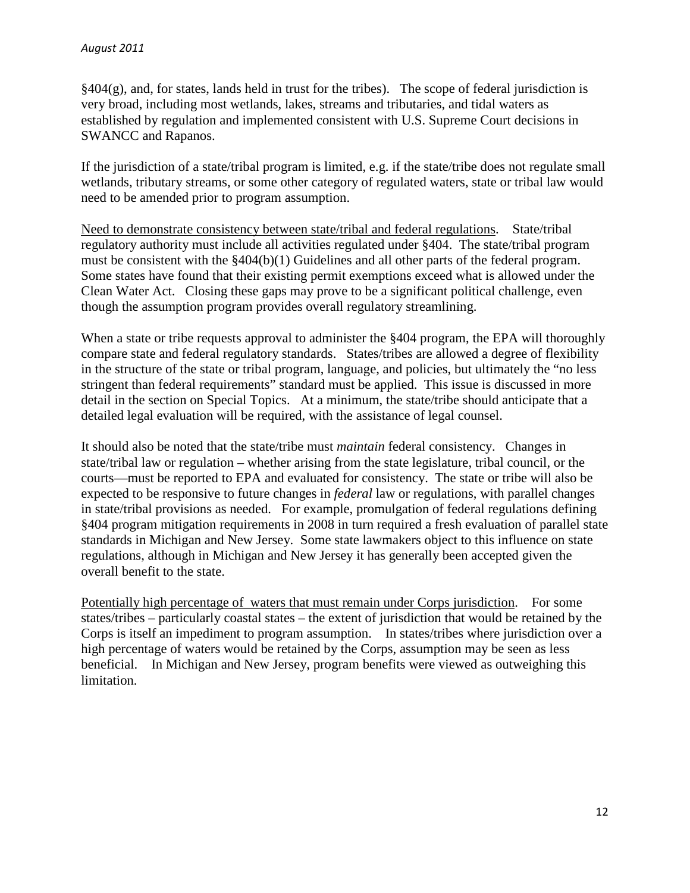§404(g), and, for states, lands held in trust for the tribes). The scope of federal jurisdiction is very broad, including most wetlands, lakes, streams and tributaries, and tidal waters as established by regulation and implemented consistent with U.S. Supreme Court decisions in SWANCC and Rapanos.

If the jurisdiction of a state/tribal program is limited, e.g. if the state/tribe does not regulate small wetlands, tributary streams, or some other category of regulated waters, state or tribal law would need to be amended prior to program assumption.

<u>Need to demonstrate consistency between state/tribal and federal regulations</u>. State/tribal regulatory authority must include all activities regulated under §404. The state/tribal program must be consistent with the §404(b)(1) Guidelines and all other parts of the federal program. Some states have found that their existing permit exemptions exceed what is allowed under the Clean Water Act. Closing these gaps may prove to be a significant political challenge, even though the assumption program provides overall regulatory streamlining.

When a state or tribe requests approval to administer the §404 program, the EPA will thoroughly compare state and federal regulatory standards. States/tribes are allowed a degree of flexibility in the structure of the state or tribal program, language, and policies, but ultimately the "no less stringent than federal requirements" standard must be applied. This issue is discussed in more detail in the section on Special Topics. At a minimum, the state/tribe should anticipate that a detailed legal evaluation will be required, with the assistance of legal counsel.

It should also be noted that the state/tribe must *maintain* federal consistency. Changes in state/tribal law or regulation – whether arising from the state legislature, tribal council, or the courts—must be reported to EPA and evaluated for consistency. The state or tribe will also be expected to be responsive to future changes in *federal* law or regulations, with parallel changes in state/tribal provisions as needed. For example, promulgation of federal regulations defining §404 program mitigation requirements in 2008 in turn required a fresh evaluation of parallel state standards in Michigan and New Jersey. Some state lawmakers object to this influence on state regulations, although in Michigan and New Jersey it has generally been accepted given the overall benefit to the state.

<u>Potentially high percentage of waters that must remain under Corps jurisdiction</u>. For some states/tribes – particularly coastal states – the extent of jurisdiction that would be retained by the Corps is itself an impediment to program assumption. In states/tribes where jurisdiction over a high percentage of waters would be retained by the Corps, assumption may be seen as less beneficial. In Michigan and New Jersey, program benefits were viewed as outweighing this limitation.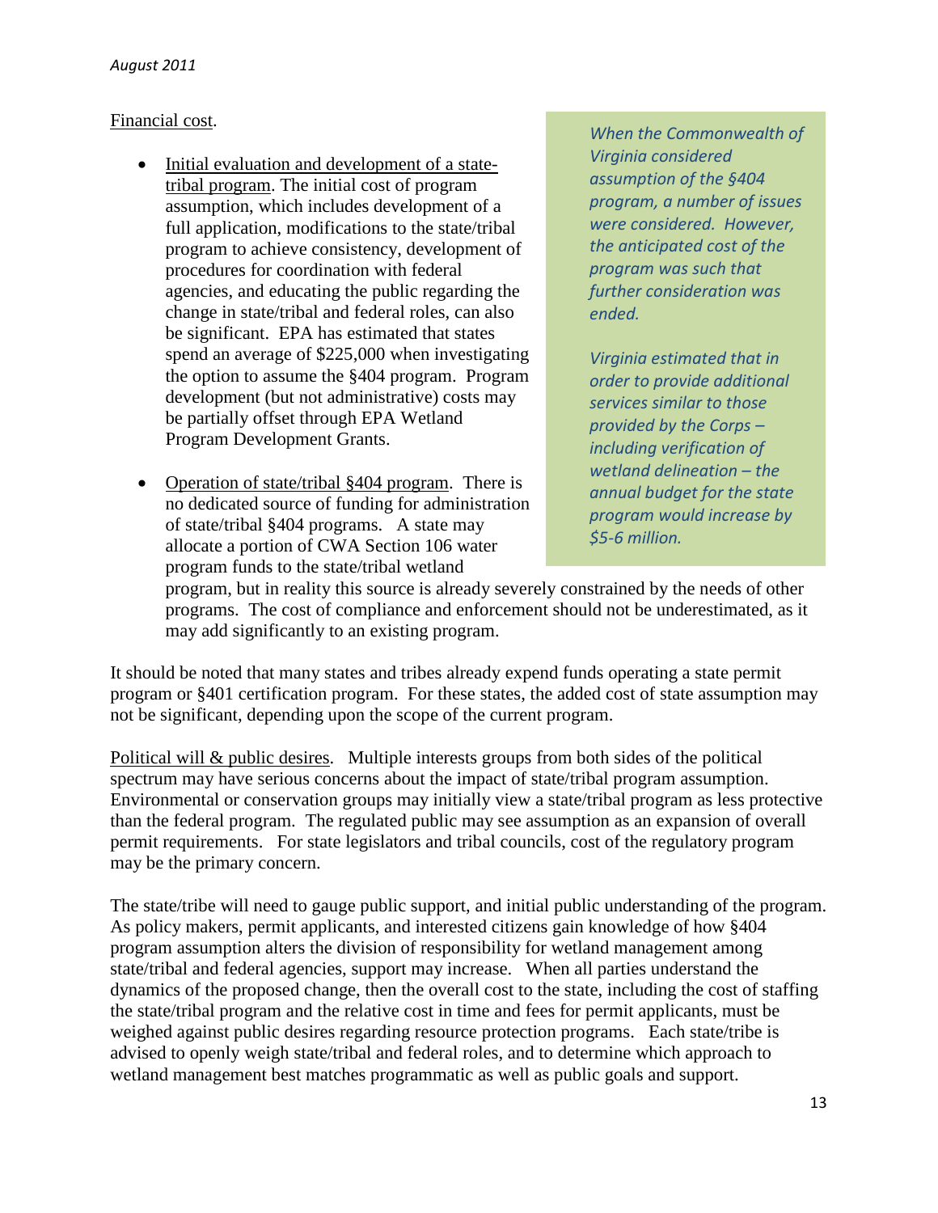Financial cost.

- Initial evaluation and development of a state-tribal program. The initial cost of program assumption, which includes development of a full application, modifications to the state/tribal program to achieve consistency, development of procedures for coordination with federal agencies, and educating the public regarding the change in state/tribal and federal roles, can also be significant. EPA has estimated that states spend an average of $225,000 when investigating the option to assume the §404 program. Program development (but not administrative) costs may be partially offset through EPA Wetland Program Development Grants.

- Operation of state/tribal §404 program. There is no dedicated source of funding for administration of state/tribal §404 programs. A state may allocate a portion of CWA Section 106 water program funds to the state/tribal wetland program, but in reality this source is already severely constrained by the needs of other programs. The cost of compliance and enforcement should not be underestimated, as it may add significantly to an existing program.

*When the Commonwealth of Virginia considered assumption of the §404 program, a number of issues were considered. However, the anticipated cost of the program was such that further consideration was ended.*

*Virginia estimated that in order to provide additional services similar to those provided by the Corps – including verification of wetland delineation – the annual budget for the state program would increase by $5-6 million.*

It should be noted that many states and tribes already expend funds operating a state permit program or §401 certification program. For these states, the added cost of state assumption may not be significant, depending upon the scope of the current program.

Political will & public desires. Multiple interests groups from both sides of the political spectrum may have serious concerns about the impact of state/tribal program assumption. Environmental or conservation groups may initially view a state/tribal program as less protective than the federal program. The regulated public may see assumption as an expansion of overall permit requirements. For state legislators and tribal councils, cost of the regulatory program may be the primary concern.

The state/tribe will need to gauge public support, and initial public understanding of the program. As policy makers, permit applicants, and interested citizens gain knowledge of how §404 program assumption alters the division of responsibility for wetland management among state/tribal and federal agencies, support may increase. When all parties understand the dynamics of the proposed change, then the overall cost to the state, including the cost of staffing the state/tribal program and the relative cost in time and fees for permit applicants, must be weighed against public desires regarding resource protection programs. Each state/tribe is advised to openly weigh state/tribal and federal roles, and to determine which approach to wetland management best matches programmatic as well as public goals and support.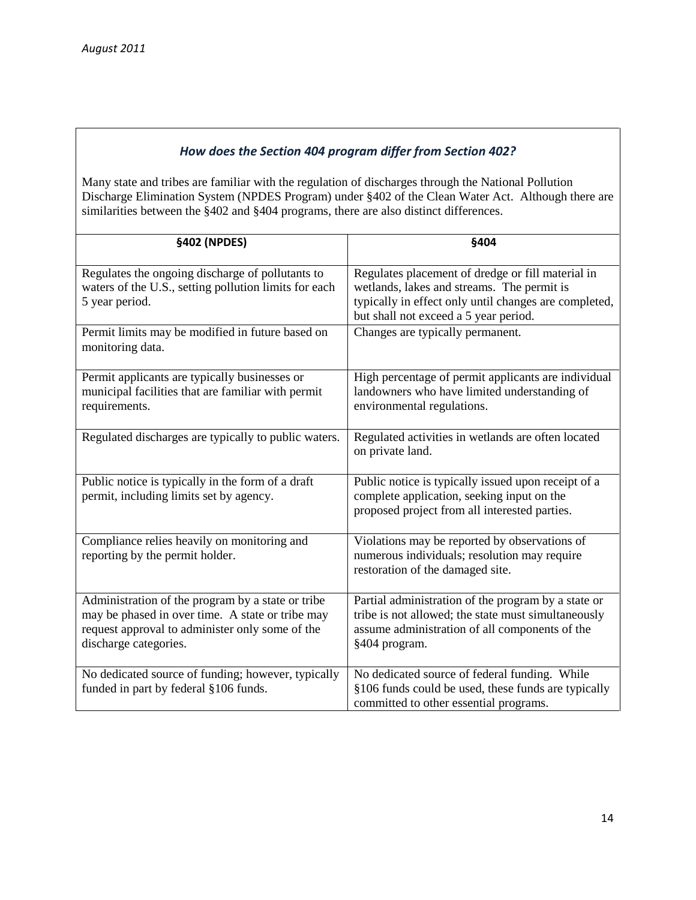### *How does the Section 404 program differ from Section 402?*

Many state and tribes are familiar with the regulation of discharges through the National Pollution Discharge Elimination System (NPDES Program) under §402 of the Clean Water Act. Although there are similarities between the §402 and §404 programs, there are also distinct differences.

| §402 (NPDES) | §404 |
|---|---|
| Regulates the ongoing discharge of pollutants to waters of the U.S., setting pollution limits for each 5 year period. | Regulates placement of dredge or fill material in wetlands, lakes and streams. The permit is typically in effect only until changes are completed, but shall not exceed a 5 year period. |
| Permit limits may be modified in future based on monitoring data. | Changes are typically permanent. |
| Permit applicants are typically businesses or municipal facilities that are familiar with permit requirements. | High percentage of permit applicants are individual landowners who have limited understanding of environmental regulations. |
| Regulated discharges are typically to public waters. | Regulated activities in wetlands are often located on private land. |
| Public notice is typically in the form of a draft permit, including limits set by agency. | Public notice is typically issued upon receipt of a complete application, seeking input on the proposed project from all interested parties. |
| Compliance relies heavily on monitoring and reporting by the permit holder. | Violations may be reported by observations of numerous individuals; resolution may require restoration of the damaged site. |
| Administration of the program by a state or tribe may be phased in over time. A state or tribe may request approval to administer only some of the discharge categories. | Partial administration of the program by a state or tribe is not allowed; the state must simultaneously assume administration of all components of the §404 program. |
| No dedicated source of funding; however, typically funded in part by federal §106 funds. | No dedicated source of federal funding. While §106 funds could be used, these funds are typically committed to other essential programs. |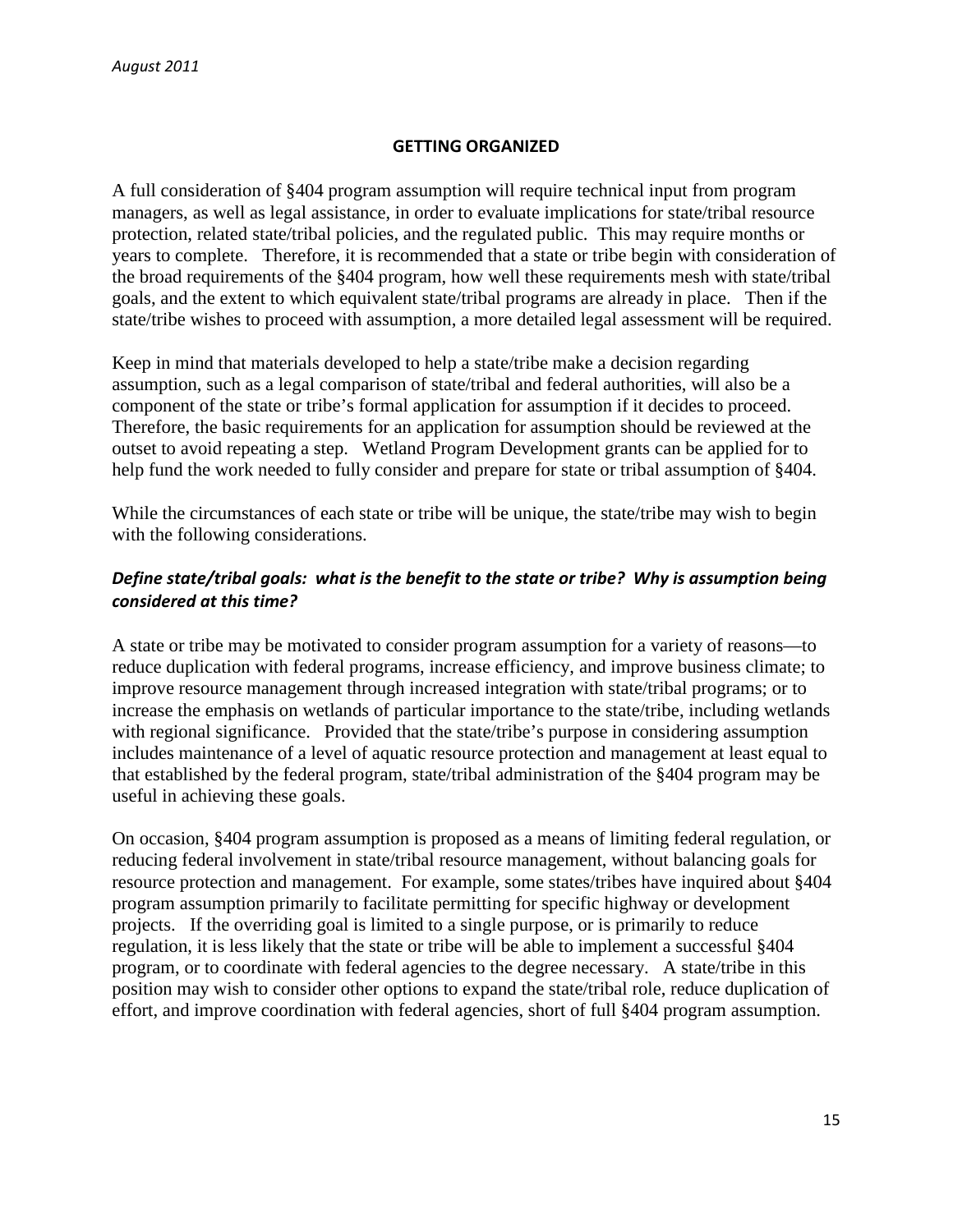## GETTING ORGANIZED

A full consideration of §404 program assumption will require technical input from program managers, as well as legal assistance, in order to evaluate implications for state/tribal resource protection, related state/tribal policies, and the regulated public. This may require months or years to complete. Therefore, it is recommended that a state or tribe begin with consideration of the broad requirements of the §404 program, how well these requirements mesh with state/tribal goals, and the extent to which equivalent state/tribal programs are already in place. Then if the state/tribe wishes to proceed with assumption, a more detailed legal assessment will be required.

Keep in mind that materials developed to help a state/tribe make a decision regarding assumption, such as a legal comparison of state/tribal and federal authorities, will also be a component of the state or tribe's formal application for assumption if it decides to proceed. Therefore, the basic requirements for an application for assumption should be reviewed at the outset to avoid repeating a step. Wetland Program Development grants can be applied for to help fund the work needed to fully consider and prepare for state or tribal assumption of §404.

While the circumstances of each state or tribe will be unique, the state/tribe may wish to begin with the following considerations.

### *Define state/tribal goals: what is the benefit to the state or tribe? Why is assumption being considered at this time?*

A state or tribe may be motivated to consider program assumption for a variety of reasons—to reduce duplication with federal programs, increase efficiency, and improve business climate; to improve resource management through increased integration with state/tribal programs; or to increase the emphasis on wetlands of particular importance to the state/tribe, including wetlands with regional significance. Provided that the state/tribe's purpose in considering assumption includes maintenance of a level of aquatic resource protection and management at least equal to that established by the federal program, state/tribal administration of the §404 program may be useful in achieving these goals.

On occasion, §404 program assumption is proposed as a means of limiting federal regulation, or reducing federal involvement in state/tribal resource management, without balancing goals for resource protection and management. For example, some states/tribes have inquired about §404 program assumption primarily to facilitate permitting for specific highway or development projects. If the overriding goal is limited to a single purpose, or is primarily to reduce regulation, it is less likely that the state or tribe will be able to implement a successful §404 program, or to coordinate with federal agencies to the degree necessary. A state/tribe in this position may wish to consider other options to expand the state/tribal role, reduce duplication of effort, and improve coordination with federal agencies, short of full §404 program assumption.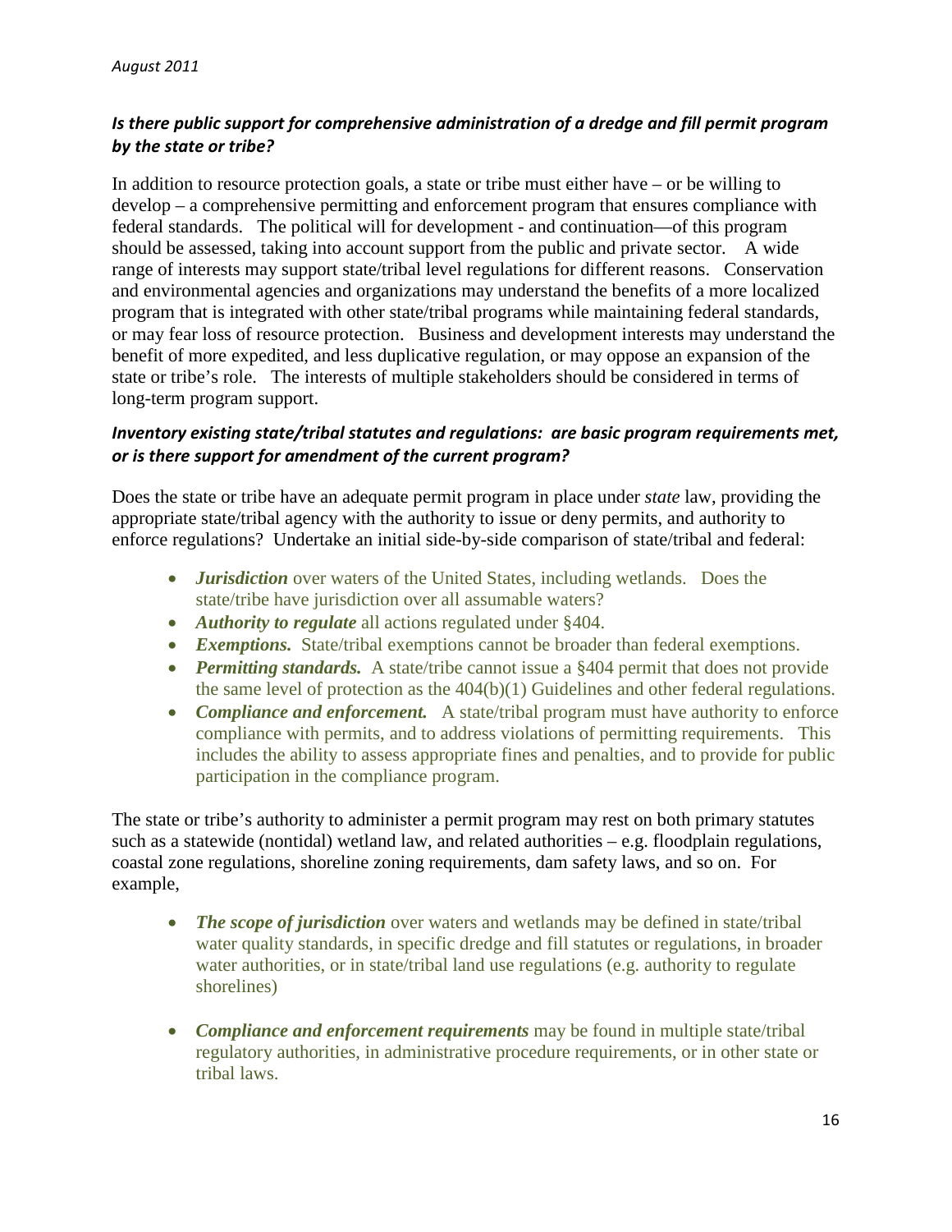### *Is there public support for comprehensive administration of a dredge and fill permit program by the state or tribe?*

In addition to resource protection goals, a state or tribe must either have – or be willing to develop – a comprehensive permitting and enforcement program that ensures compliance with federal standards. The political will for development - and continuation—of this program should be assessed, taking into account support from the public and private sector. A wide range of interests may support state/tribal level regulations for different reasons. Conservation and environmental agencies and organizations may understand the benefits of a more localized program that is integrated with other state/tribal programs while maintaining federal standards, or may fear loss of resource protection. Business and development interests may understand the benefit of more expedited, and less duplicative regulation, or may oppose an expansion of the state or tribe's role. The interests of multiple stakeholders should be considered in terms of long-term program support.

### *Inventory existing state/tribal statutes and regulations: are basic program requirements met, or is there support for amendment of the current program?*

Does the state or tribe have an adequate permit program in place under *state* law, providing the appropriate state/tribal agency with the authority to issue or deny permits, and authority to enforce regulations? Undertake an initial side-by-side comparison of state/tribal and federal:

- ***Jurisdiction*** over waters of the United States, including wetlands. Does the state/tribe have jurisdiction over all assumable waters?
- ***Authority to regulate*** all actions regulated under §404.
- ***Exemptions.*** State/tribal exemptions cannot be broader than federal exemptions.
- ***Permitting standards.*** A state/tribe cannot issue a §404 permit that does not provide the same level of protection as the 404(b)(1) Guidelines and other federal regulations.
- ***Compliance and enforcement.*** A state/tribal program must have authority to enforce compliance with permits, and to address violations of permitting requirements. This includes the ability to assess appropriate fines and penalties, and to provide for public participation in the compliance program.

The state or tribe's authority to administer a permit program may rest on both primary statutes such as a statewide (nontidal) wetland law, and related authorities – e.g. floodplain regulations, coastal zone regulations, shoreline zoning requirements, dam safety laws, and so on. For example,

- ***The scope of jurisdiction*** over waters and wetlands may be defined in state/tribal water quality standards, in specific dredge and fill statutes or regulations, in broader water authorities, or in state/tribal land use regulations (e.g. authority to regulate shorelines)

- ***Compliance and enforcement requirements*** may be found in multiple state/tribal regulatory authorities, in administrative procedure requirements, or in other state or tribal laws.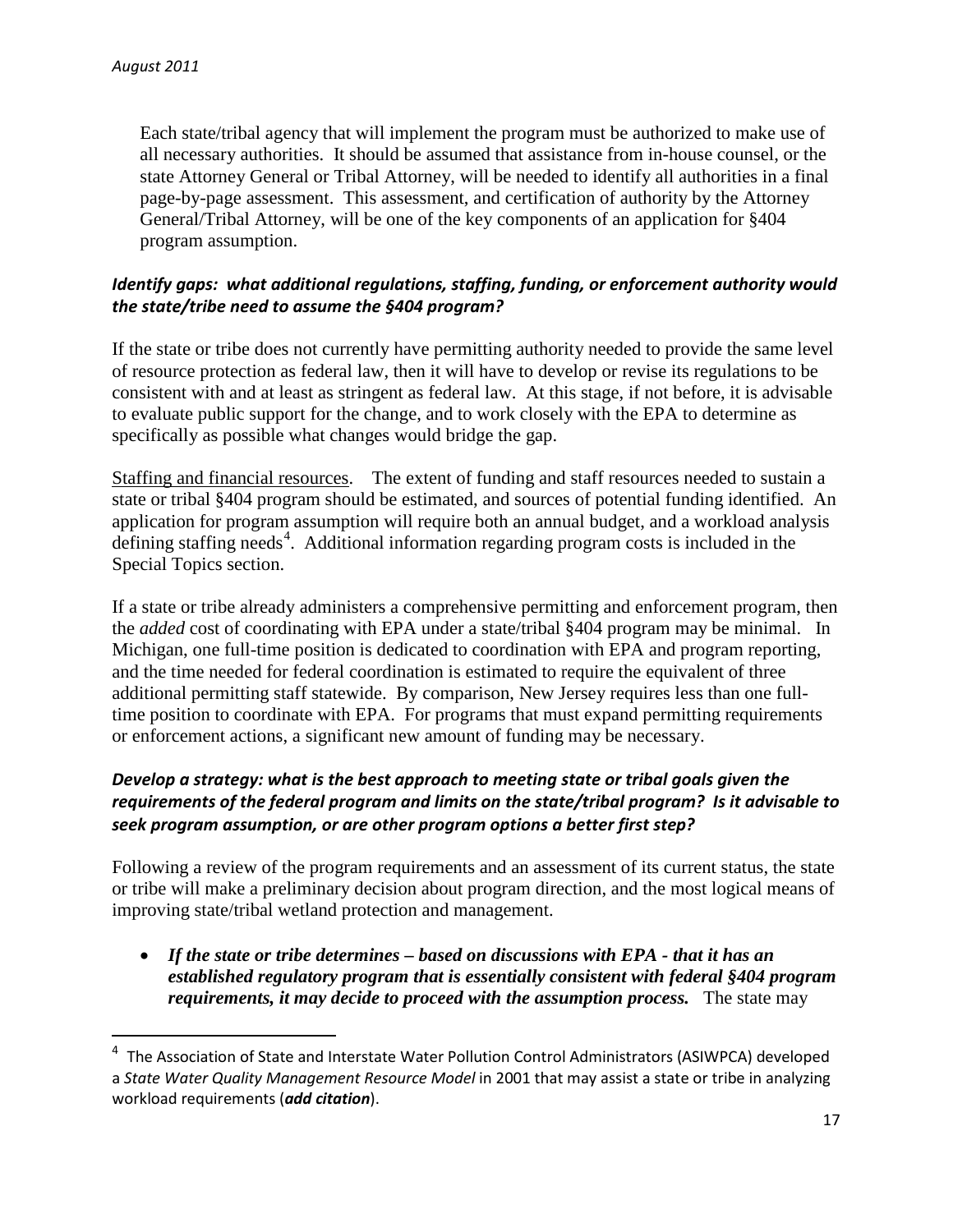Each state/tribal agency that will implement the program must be authorized to make use of all necessary authorities. It should be assumed that assistance from in-house counsel, or the state Attorney General or Tribal Attorney, will be needed to identify all authorities in a final page-by-page assessment. This assessment, and certification of authority by the Attorney General/Tribal Attorney, will be one of the key components of an application for §404 program assumption.

### *Identify gaps: what additional regulations, staffing, funding, or enforcement authority would the state/tribe need to assume the §404 program?*

If the state or tribe does not currently have permitting authority needed to provide the same level of resource protection as federal law, then it will have to develop or revise its regulations to be consistent with and at least as stringent as federal law. At this stage, if not before, it is advisable to evaluate public support for the change, and to work closely with the EPA to determine as specifically as possible what changes would bridge the gap.

<u>Staffing and financial resources</u>. The extent of funding and staff resources needed to sustain a state or tribal §404 program should be estimated, and sources of potential funding identified. An application for program assumption will require both an annual budget, and a workload analysis defining staffing needs[4]. Additional information regarding program costs is included in the Special Topics section.

If a state or tribe already administers a comprehensive permitting and enforcement program, then the *added* cost of coordinating with EPA under a state/tribal §404 program may be minimal. In Michigan, one full-time position is dedicated to coordination with EPA and program reporting, and the time needed for federal coordination is estimated to require the equivalent of three additional permitting staff statewide. By comparison, New Jersey requires less than one full-time position to coordinate with EPA. For programs that must expand permitting requirements or enforcement actions, a significant new amount of funding may be necessary.

### *Develop a strategy: what is the best approach to meeting state or tribal goals given the requirements of the federal program and limits on the state/tribal program? Is it advisable to seek program assumption, or are other program options a better first step?*

Following a review of the program requirements and an assessment of its current status, the state or tribe will make a preliminary decision about program direction, and the most logical means of improving state/tribal wetland protection and management.

- ***If the state or tribe determines – based on discussions with EPA - that it has an established regulatory program that is essentially consistent with federal §404 program requirements, it may decide to proceed with the assumption process.*** The state may

---

[4] The Association of State and Interstate Water Pollution Control Administrators (ASIWPCA) developed a *State Water Quality Management Resource Model* in 2001 that may assist a state or tribe in analyzing workload requirements (***add citation***).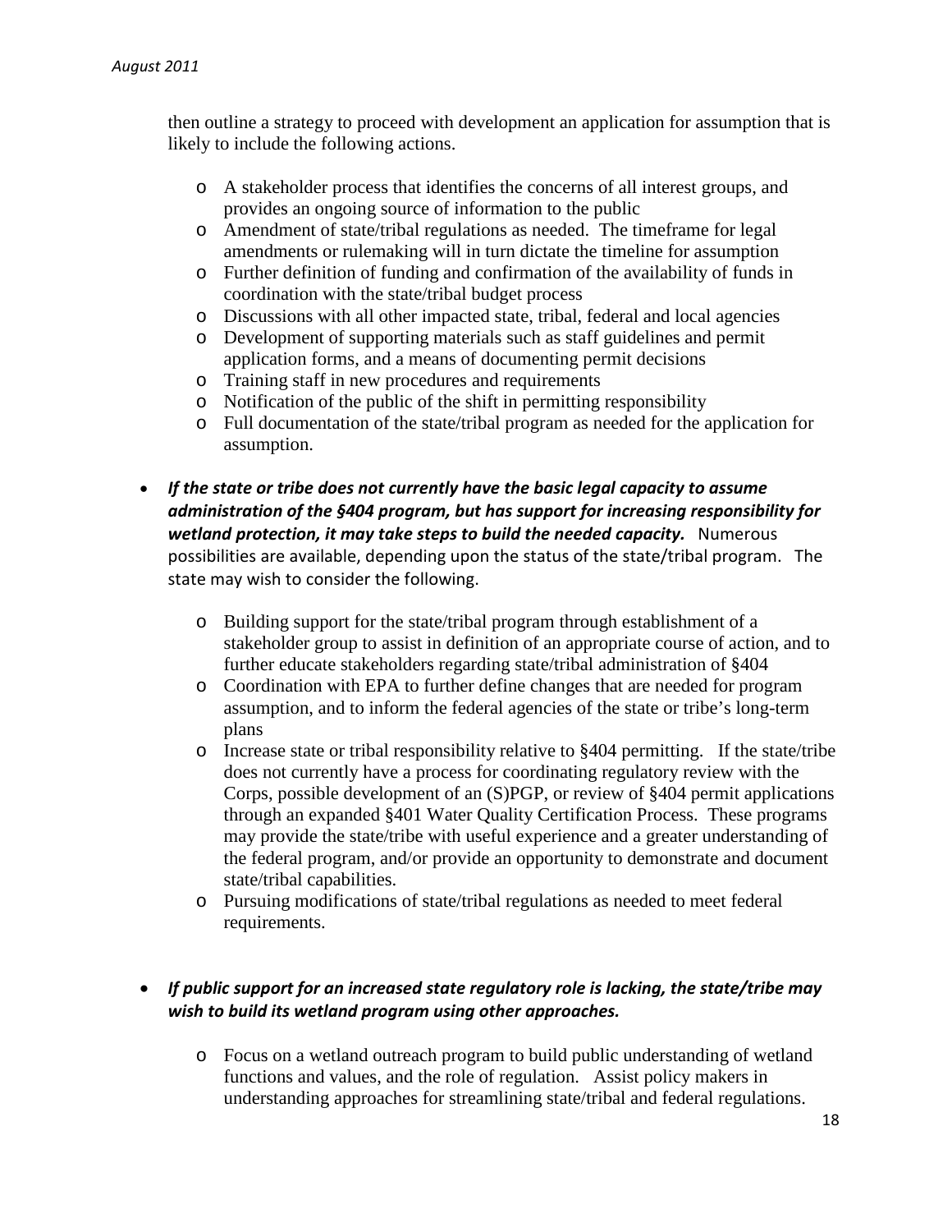then outline a strategy to proceed with development an application for assumption that is likely to include the following actions.

- A stakeholder process that identifies the concerns of all interest groups, and provides an ongoing source of information to the public
- Amendment of state/tribal regulations as needed. The timeframe for legal amendments or rulemaking will in turn dictate the timeline for assumption
- Further definition of funding and confirmation of the availability of funds in coordination with the state/tribal budget process
- Discussions with all other impacted state, tribal, federal and local agencies
- Development of supporting materials such as staff guidelines and permit application forms, and a means of documenting permit decisions
- Training staff in new procedures and requirements
- Notification of the public of the shift in permitting responsibility
- Full documentation of the state/tribal program as needed for the application for assumption.

- ***If the state or tribe does not currently have the basic legal capacity to assume administration of the §404 program, but has support for increasing responsibility for wetland protection, it may take steps to build the needed capacity.*** Numerous possibilities are available, depending upon the status of the state/tribal program. The state may wish to consider the following.

  - Building support for the state/tribal program through establishment of a stakeholder group to assist in definition of an appropriate course of action, and to further educate stakeholders regarding state/tribal administration of §404
  - Coordination with EPA to further define changes that are needed for program assumption, and to inform the federal agencies of the state or tribe's long-term plans
  - Increase state or tribal responsibility relative to §404 permitting. If the state/tribe does not currently have a process for coordinating regulatory review with the Corps, possible development of an (S)PGP, or review of §404 permit applications through an expanded §401 Water Quality Certification Process. These programs may provide the state/tribe with useful experience and a greater understanding of the federal program, and/or provide an opportunity to demonstrate and document state/tribal capabilities.
  - Pursuing modifications of state/tribal regulations as needed to meet federal requirements.

- ***If public support for an increased state regulatory role is lacking, the state/tribe may wish to build its wetland program using other approaches.***

  - Focus on a wetland outreach program to build public understanding of wetland functions and values, and the role of regulation. Assist policy makers in understanding approaches for streamlining state/tribal and federal regulations.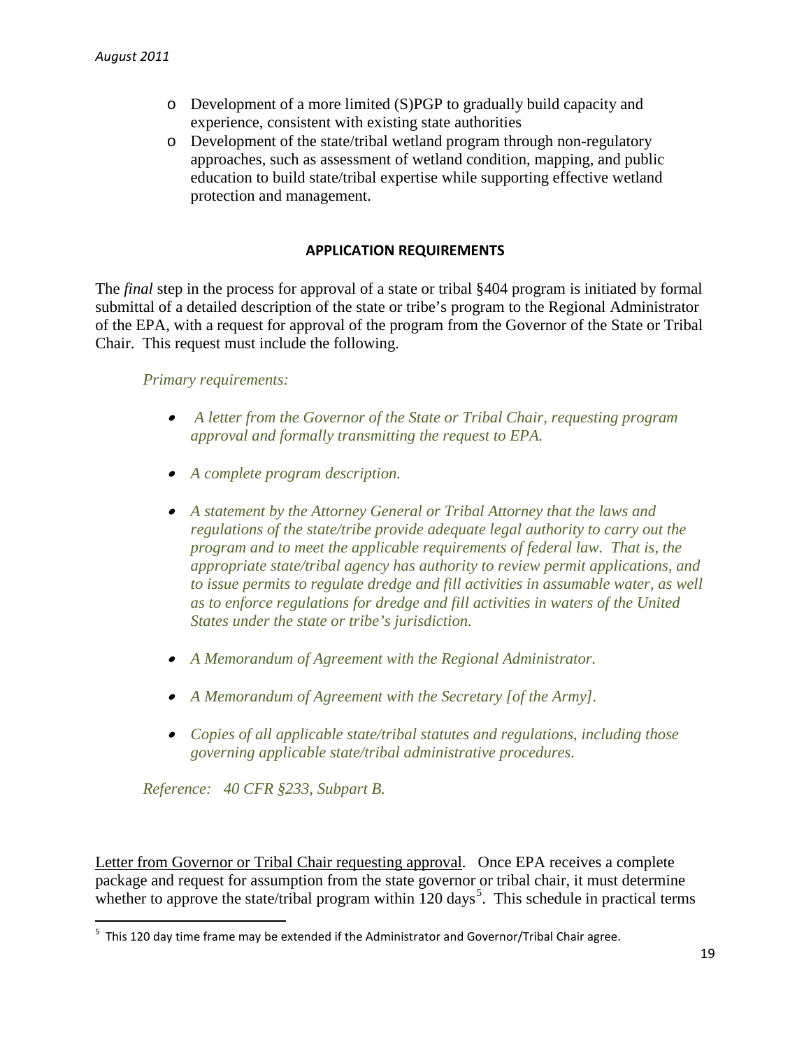- Development of a more limited (S)PGP to gradually build capacity and experience, consistent with existing state authorities
- Development of the state/tribal wetland program through non-regulatory approaches, such as assessment of wetland condition, mapping, and public education to build state/tribal expertise while supporting effective wetland protection and management.

## APPLICATION REQUIREMENTS

The *final* step in the process for approval of a state or tribal §404 program is initiated by formal submittal of a detailed description of the state or tribe's program to the Regional Administrator of the EPA, with a request for approval of the program from the Governor of the State or Tribal Chair. This request must include the following.

*Primary requirements:*

- *A letter from the Governor of the State or Tribal Chair, requesting program approval and formally transmitting the request to EPA.*
- *A complete program description.*
- *A statement by the Attorney General or Tribal Attorney that the laws and regulations of the state/tribe provide adequate legal authority to carry out the program and to meet the applicable requirements of federal law. That is, the appropriate state/tribal agency has authority to review permit applications, and to issue permits to regulate dredge and fill activities in assumable water, as well as to enforce regulations for dredge and fill activities in waters of the United States under the state or tribe's jurisdiction.*
- *A Memorandum of Agreement with the Regional Administrator.*
- *A Memorandum of Agreement with the Secretary [of the Army].*
- *Copies of all applicable state/tribal statutes and regulations, including those governing applicable state/tribal administrative procedures.*

*Reference: 40 CFR §233, Subpart B.*

Letter from Governor or Tribal Chair requesting approval. Once EPA receives a complete package and request for assumption from the state governor or tribal chair, it must determine whether to approve the state/tribal program within 120 days[5]. This schedule in practical terms

[5] This 120 day time frame may be extended if the Administrator and Governor/Tribal Chair agree.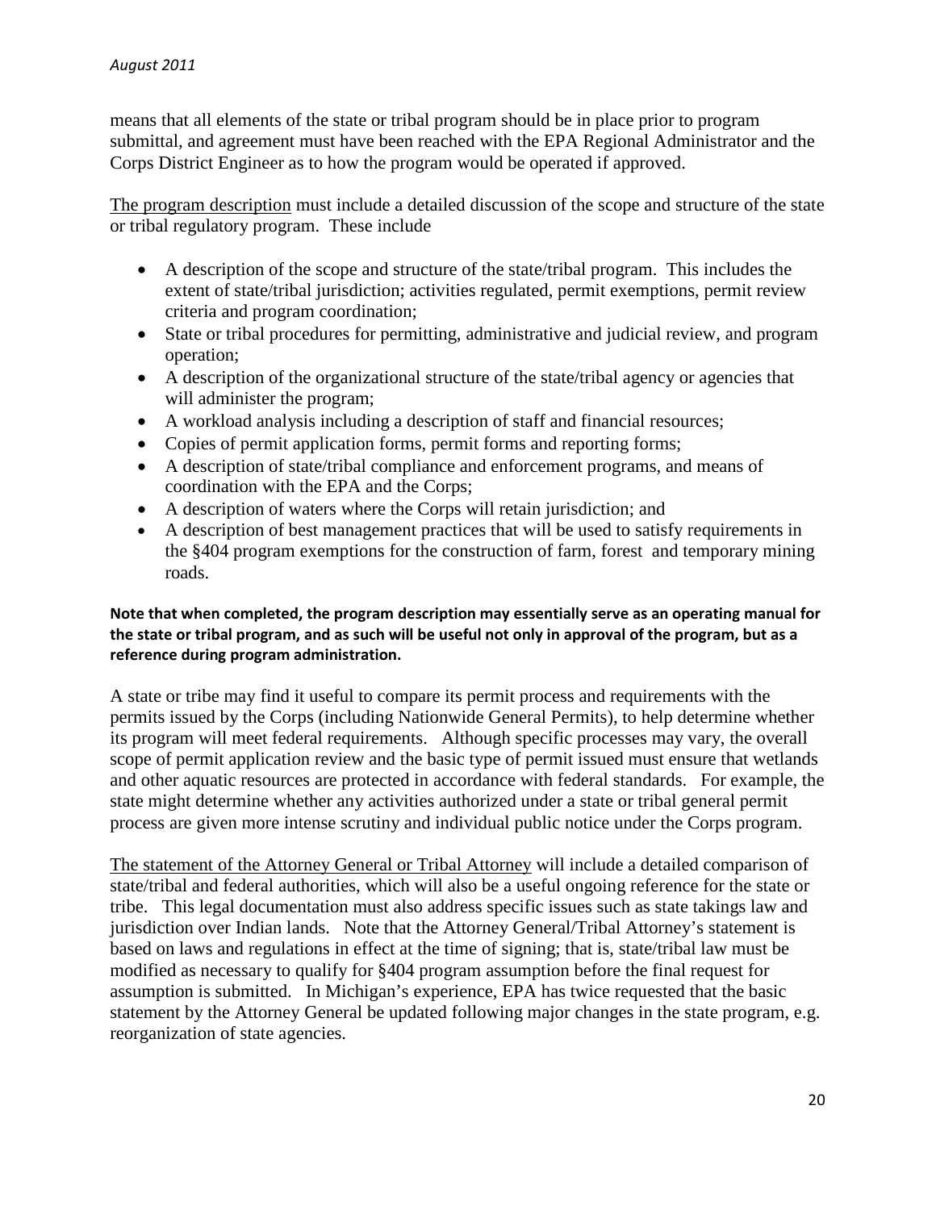means that all elements of the state or tribal program should be in place prior to program submittal, and agreement must have been reached with the EPA Regional Administrator and the Corps District Engineer as to how the program would be operated if approved.

<u>The program description</u> must include a detailed discussion of the scope and structure of the state or tribal regulatory program. These include

- A description of the scope and structure of the state/tribal program. This includes the extent of state/tribal jurisdiction; activities regulated, permit exemptions, permit review criteria and program coordination;
- State or tribal procedures for permitting, administrative and judicial review, and program operation;
- A description of the organizational structure of the state/tribal agency or agencies that will administer the program;
- A workload analysis including a description of staff and financial resources;
- Copies of permit application forms, permit forms and reporting forms;
- A description of state/tribal compliance and enforcement programs, and means of coordination with the EPA and the Corps;
- A description of waters where the Corps will retain jurisdiction; and
- A description of best management practices that will be used to satisfy requirements in the §404 program exemptions for the construction of farm, forest and temporary mining roads.

**Note that when completed, the program description may essentially serve as an operating manual for the state or tribal program, and as such will be useful not only in approval of the program, but as a reference during program administration.**

A state or tribe may find it useful to compare its permit process and requirements with the permits issued by the Corps (including Nationwide General Permits), to help determine whether its program will meet federal requirements. Although specific processes may vary, the overall scope of permit application review and the basic type of permit issued must ensure that wetlands and other aquatic resources are protected in accordance with federal standards. For example, the state might determine whether any activities authorized under a state or tribal general permit process are given more intense scrutiny and individual public notice under the Corps program.

<u>The statement of the Attorney General or Tribal Attorney</u> will include a detailed comparison of state/tribal and federal authorities, which will also be a useful ongoing reference for the state or tribe. This legal documentation must also address specific issues such as state takings law and jurisdiction over Indian lands. Note that the Attorney General/Tribal Attorney's statement is based on laws and regulations in effect at the time of signing; that is, state/tribal law must be modified as necessary to qualify for §404 program assumption before the final request for assumption is submitted. In Michigan's experience, EPA has twice requested that the basic statement by the Attorney General be updated following major changes in the state program, e.g. reorganization of state agencies.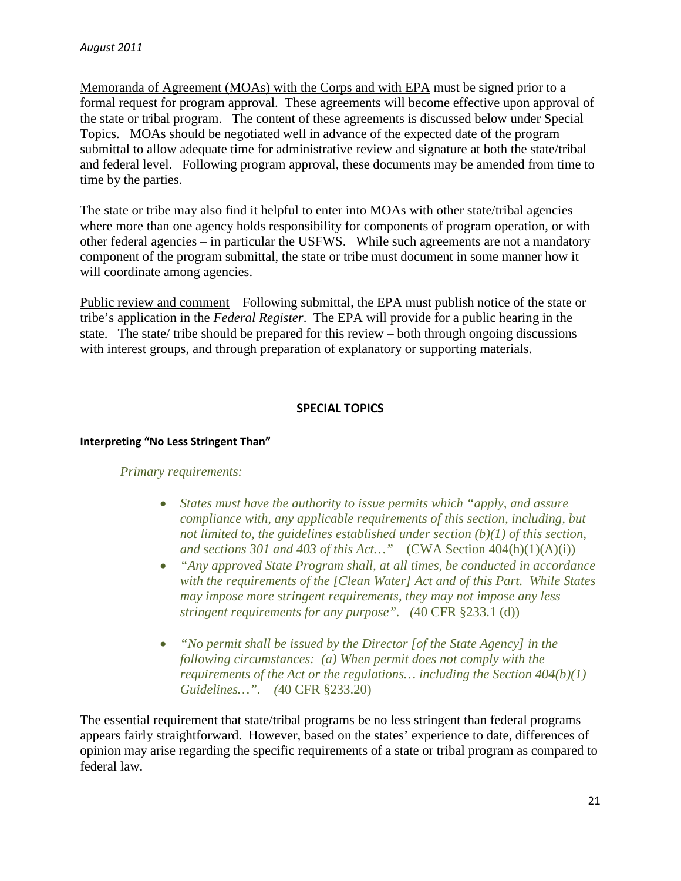<u>Memoranda of Agreement (MOAs) with the Corps and with EPA</u> must be signed prior to a formal request for program approval. These agreements will become effective upon approval of the state or tribal program. The content of these agreements is discussed below under Special Topics. MOAs should be negotiated well in advance of the expected date of the program submittal to allow adequate time for administrative review and signature at both the state/tribal and federal level. Following program approval, these documents may be amended from time to time by the parties.

The state or tribe may also find it helpful to enter into MOAs with other state/tribal agencies where more than one agency holds responsibility for components of program operation, or with other federal agencies – in particular the USFWS. While such agreements are not a mandatory component of the program submittal, the state or tribe must document in some manner how it will coordinate among agencies.

<u>Public review and comment</u> Following submittal, the EPA must publish notice of the state or tribe's application in the *Federal Register*. The EPA will provide for a public hearing in the state. The state/ tribe should be prepared for this review – both through ongoing discussions with interest groups, and through preparation of explanatory or supporting materials.

## SPECIAL TOPICS

### Interpreting "No Less Stringent Than"

*Primary requirements:*

- *States must have the authority to issue permits which "apply, and assure compliance with, any applicable requirements of this section, including, but not limited to, the guidelines established under section (b)(1) of this section, and sections 301 and 403 of this Act…"* (CWA Section 404(h)(1)(A)(i))
- *"Any approved State Program shall, at all times, be conducted in accordance with the requirements of the [Clean Water] Act and of this Part. While States may impose more stringent requirements, they may not impose any less stringent requirements for any purpose". (*40 CFR §233.1 (d))
- *"No permit shall be issued by the Director [of the State Agency] in the following circumstances: (a) When permit does not comply with the requirements of the Act or the regulations… including the Section 404(b)(1) Guidelines…". (*40 CFR §233.20)

The essential requirement that state/tribal programs be no less stringent than federal programs appears fairly straightforward. However, based on the states' experience to date, differences of opinion may arise regarding the specific requirements of a state or tribal program as compared to federal law.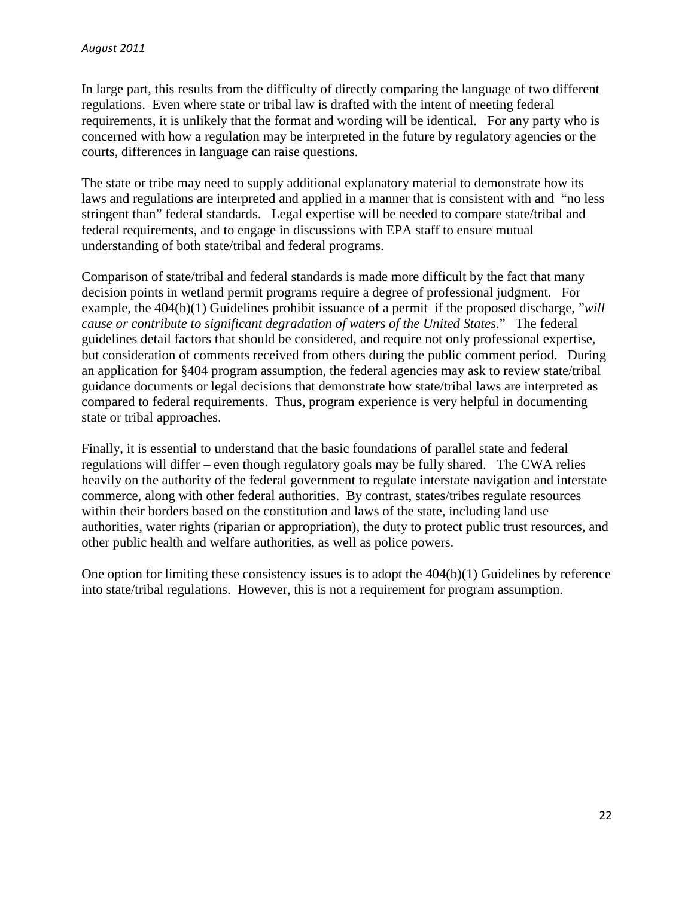In large part, this results from the difficulty of directly comparing the language of two different regulations. Even where state or tribal law is drafted with the intent of meeting federal requirements, it is unlikely that the format and wording will be identical. For any party who is concerned with how a regulation may be interpreted in the future by regulatory agencies or the courts, differences in language can raise questions.

The state or tribe may need to supply additional explanatory material to demonstrate how its laws and regulations are interpreted and applied in a manner that is consistent with and "no less stringent than" federal standards. Legal expertise will be needed to compare state/tribal and federal requirements, and to engage in discussions with EPA staff to ensure mutual understanding of both state/tribal and federal programs.

Comparison of state/tribal and federal standards is made more difficult by the fact that many decision points in wetland permit programs require a degree of professional judgment. For example, the 404(b)(1) Guidelines prohibit issuance of a permit if the proposed discharge, "*will cause or contribute to significant degradation of waters of the United States*." The federal guidelines detail factors that should be considered, and require not only professional expertise, but consideration of comments received from others during the public comment period. During an application for §404 program assumption, the federal agencies may ask to review state/tribal guidance documents or legal decisions that demonstrate how state/tribal laws are interpreted as compared to federal requirements. Thus, program experience is very helpful in documenting state or tribal approaches.

Finally, it is essential to understand that the basic foundations of parallel state and federal regulations will differ – even though regulatory goals may be fully shared. The CWA relies heavily on the authority of the federal government to regulate interstate navigation and interstate commerce, along with other federal authorities. By contrast, states/tribes regulate resources within their borders based on the constitution and laws of the state, including land use authorities, water rights (riparian or appropriation), the duty to protect public trust resources, and other public health and welfare authorities, as well as police powers.

One option for limiting these consistency issues is to adopt the 404(b)(1) Guidelines by reference into state/tribal regulations. However, this is not a requirement for program assumption.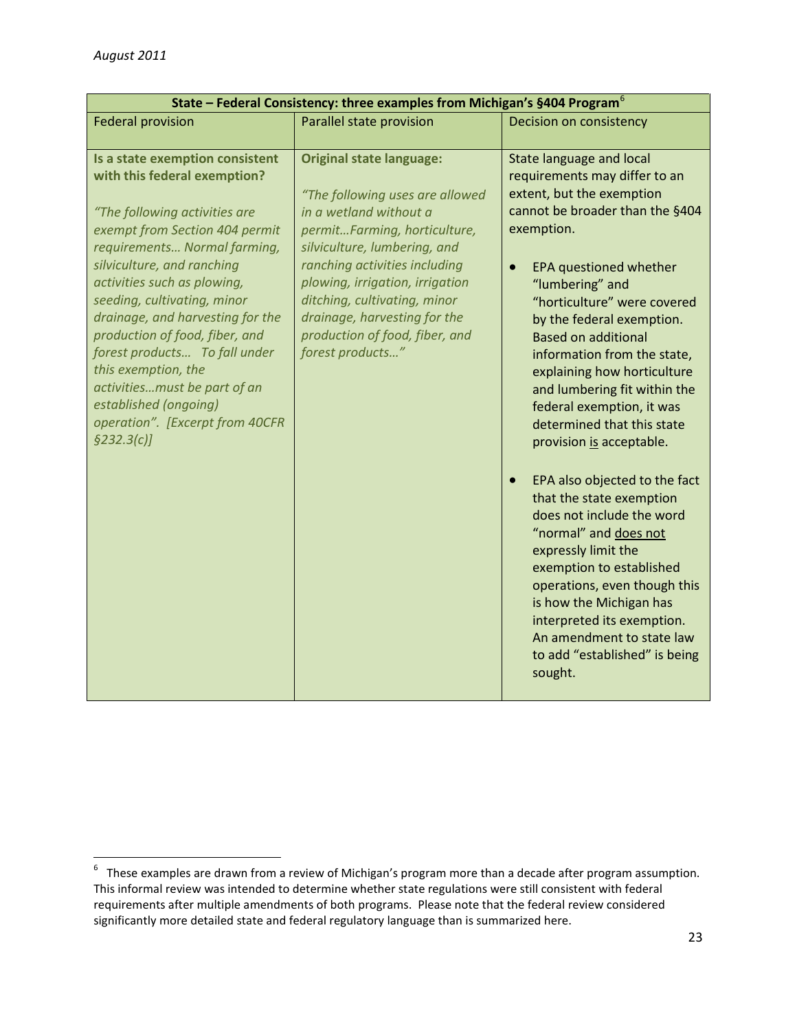| State – Federal Consistency: three examples from Michigan's §404 Program[6] | | |
|---|---|---|
| Federal provision | Parallel state provision | Decision on consistency |
| **Is a state exemption consistent with this federal exemption?**<br><br>*"The following activities are exempt from Section 404 permit requirements… Normal farming, silviculture, and ranching activities such as plowing, seeding, cultivating, minor drainage, and harvesting for the production of food, fiber, and forest products… To fall under this exemption, the activities…must be part of an established (ongoing) operation". [Excerpt from 40CFR §232.3(c)]* | **Original state language:**<br><br>*"The following uses are allowed in a wetland without a permit…Farming, horticulture, silviculture, lumbering, and ranching activities including plowing, irrigation, irrigation ditching, cultivating, minor drainage, harvesting for the production of food, fiber, and forest products…"* | State language and local requirements may differ to an extent, but the exemption cannot be broader than the §404 exemption.<br><br>• EPA questioned whether "lumbering" and "horticulture" were covered by the federal exemption. Based on additional information from the state, explaining how horticulture and lumbering fit within the federal exemption, it was determined that this state provision <u>is</u> acceptable.<br><br>• EPA also objected to the fact that the state exemption does not include the word "normal" and <u>does not</u> expressly limit the exemption to established operations, even though this is how the Michigan has interpreted its exemption. An amendment to state law to add "established" is being sought. |

[6] These examples are drawn from a review of Michigan's program more than a decade after program assumption. This informal review was intended to determine whether state regulations were still consistent with federal requirements after multiple amendments of both programs. Please note that the federal review considered significantly more detailed state and federal regulatory language than is summarized here.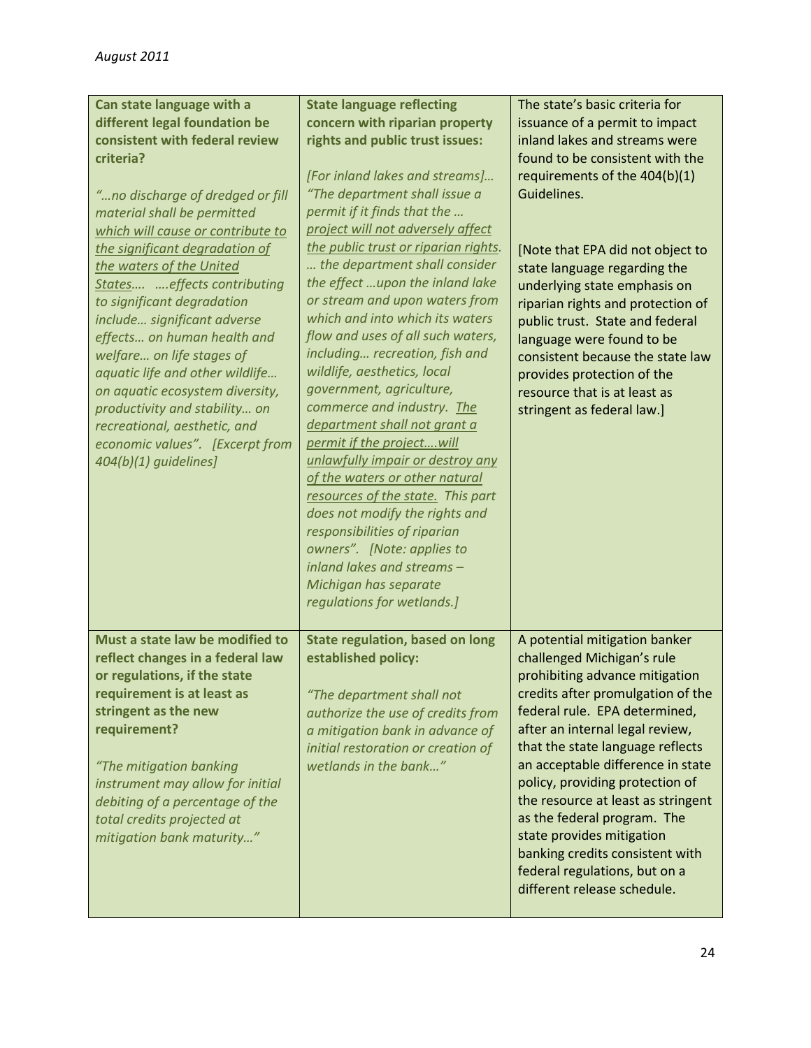| **Can state language with a different legal foundation be consistent with federal review criteria?**<br><br>*"…no discharge of dredged or fill material shall be permitted which will cause or contribute to the significant degradation of the waters of the United States…. ….effects contributing to significant degradation include… significant adverse effects… on human health and welfare… on life stages of aquatic life and other wildlife… on aquatic ecosystem diversity, productivity and stability… on recreational, aesthetic, and economic values". [Excerpt from 404(b)(1) guidelines]* | **State language reflecting concern with riparian property rights and public trust issues:**<br><br>*[For inland lakes and streams]… "The department shall issue a permit if it finds that the … project will not adversely affect the public trust or riparian rights. … the department shall consider the effect …upon the inland lake or stream and upon waters from which and into which its waters flow and uses of all such waters, including… recreation, fish and wildlife, aesthetics, local government, agriculture, commerce and industry. The department shall not grant a permit if the project….will unlawfully impair or destroy any of the waters or other natural resources of the state. This part does not modify the rights and responsibilities of riparian owners". [Note: applies to inland lakes and streams – Michigan has separate regulations for wetlands.]* | The state's basic criteria for issuance of a permit to impact inland lakes and streams were found to be consistent with the requirements of the 404(b)(1) Guidelines.<br><br>[Note that EPA did not object to state language regarding the underlying state emphasis on riparian rights and protection of public trust. State and federal language were found to be consistent because the state law provides protection of the resource that is at least as stringent as federal law.] |
|---|---|---|
| **Must a state law be modified to reflect changes in a federal law or regulations, if the state requirement is at least as stringent as the new requirement?**<br><br>*"The mitigation banking instrument may allow for initial debiting of a percentage of the total credits projected at mitigation bank maturity…"* | **State regulation, based on long established policy:**<br><br>*"The department shall not authorize the use of credits from a mitigation bank in advance of initial restoration or creation of wetlands in the bank…"* | A potential mitigation banker challenged Michigan's rule prohibiting advance mitigation credits after promulgation of the federal rule. EPA determined, after an internal legal review, that the state language reflects an acceptable difference in state policy, providing protection of the resource at least as stringent as the federal program. The state provides mitigation banking credits consistent with federal regulations, but on a different release schedule. |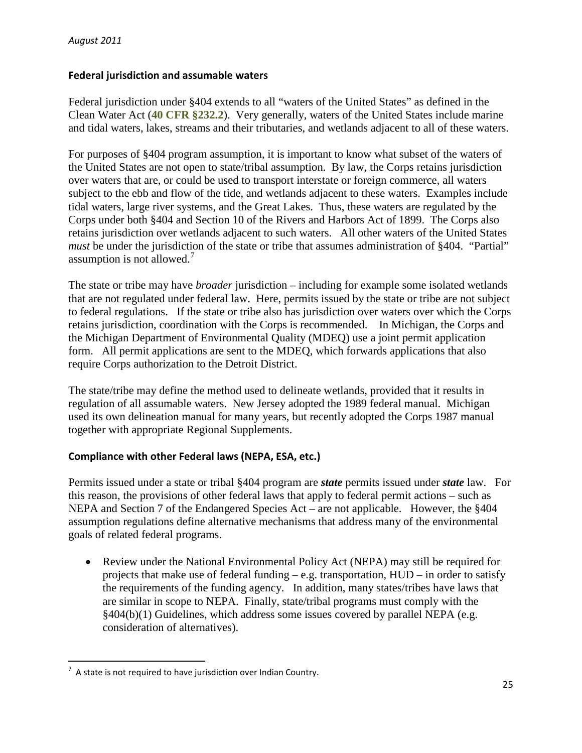## Federal jurisdiction and assumable waters

Federal jurisdiction under §404 extends to all "waters of the United States" as defined in the Clean Water Act (**40 CFR §232.2**). Very generally, waters of the United States include marine and tidal waters, lakes, streams and their tributaries, and wetlands adjacent to all of these waters.

For purposes of §404 program assumption, it is important to know what subset of the waters of the United States are not open to state/tribal assumption. By law, the Corps retains jurisdiction over waters that are, or could be used to transport interstate or foreign commerce, all waters subject to the ebb and flow of the tide, and wetlands adjacent to these waters. Examples include tidal waters, large river systems, and the Great Lakes. Thus, these waters are regulated by the Corps under both §404 and Section 10 of the Rivers and Harbors Act of 1899. The Corps also retains jurisdiction over wetlands adjacent to such waters. All other waters of the United States *must* be under the jurisdiction of the state or tribe that assumes administration of §404. "Partial" assumption is not allowed.[7]

The state or tribe may have *broader* jurisdiction – including for example some isolated wetlands that are not regulated under federal law. Here, permits issued by the state or tribe are not subject to federal regulations. If the state or tribe also has jurisdiction over waters over which the Corps retains jurisdiction, coordination with the Corps is recommended. In Michigan, the Corps and the Michigan Department of Environmental Quality (MDEQ) use a joint permit application form. All permit applications are sent to the MDEQ, which forwards applications that also require Corps authorization to the Detroit District.

The state/tribe may define the method used to delineate wetlands, provided that it results in regulation of all assumable waters. New Jersey adopted the 1989 federal manual. Michigan used its own delineation manual for many years, but recently adopted the Corps 1987 manual together with appropriate Regional Supplements.

## Compliance with other Federal laws (NEPA, ESA, etc.)

Permits issued under a state or tribal §404 program are ***state*** permits issued under ***state*** law. For this reason, the provisions of other federal laws that apply to federal permit actions – such as NEPA and Section 7 of the Endangered Species Act – are not applicable. However, the §404 assumption regulations define alternative mechanisms that address many of the environmental goals of related federal programs.

- Review under the National Environmental Policy Act (NEPA) may still be required for projects that make use of federal funding – e.g. transportation, HUD – in order to satisfy the requirements of the funding agency. In addition, many states/tribes have laws that are similar in scope to NEPA. Finally, state/tribal programs must comply with the §404(b)(1) Guidelines, which address some issues covered by parallel NEPA (e.g. consideration of alternatives).

[7] A state is not required to have jurisdiction over Indian Country.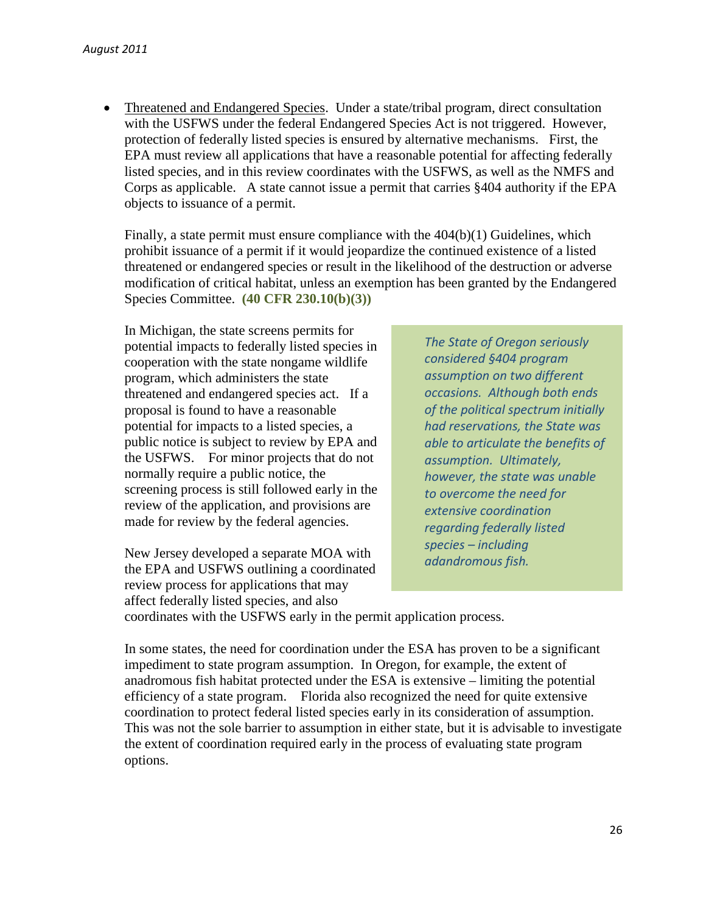- Threatened and Endangered Species. Under a state/tribal program, direct consultation with the USFWS under the federal Endangered Species Act is not triggered. However, protection of federally listed species is ensured by alternative mechanisms. First, the EPA must review all applications that have a reasonable potential for affecting federally listed species, and in this review coordinates with the USFWS, as well as the NMFS and Corps as applicable. A state cannot issue a permit that carries §404 authority if the EPA objects to issuance of a permit.

  Finally, a state permit must ensure compliance with the 404(b)(1) Guidelines, which prohibit issuance of a permit if it would jeopardize the continued existence of a listed threatened or endangered species or result in the likelihood of the destruction or adverse modification of critical habitat, unless an exemption has been granted by the Endangered Species Committee. **(40 CFR 230.10(b)(3))**

  In Michigan, the state screens permits for potential impacts to federally listed species in cooperation with the state nongame wildlife program, which administers the state threatened and endangered species act. If a proposal is found to have a reasonable potential for impacts to a listed species, a public notice is subject to review by EPA and the USFWS. For minor projects that do not normally require a public notice, the screening process is still followed early in the review of the application, and provisions are made for review by the federal agencies.

  New Jersey developed a separate MOA with the EPA and USFWS outlining a coordinated review process for applications that may affect federally listed species, and also coordinates with the USFWS early in the permit application process.

  *The State of Oregon seriously considered §404 program assumption on two different occasions. Although both ends of the political spectrum initially had reservations, the State was able to articulate the benefits of assumption. Ultimately, however, the state was unable to overcome the need for extensive coordination regarding federally listed species – including adandromous fish.*

  In some states, the need for coordination under the ESA has proven to be a significant impediment to state program assumption. In Oregon, for example, the extent of anadromous fish habitat protected under the ESA is extensive – limiting the potential efficiency of a state program. Florida also recognized the need for quite extensive coordination to protect federal listed species early in its consideration of assumption. This was not the sole barrier to assumption in either state, but it is advisable to investigate the extent of coordination required early in the process of evaluating state program options.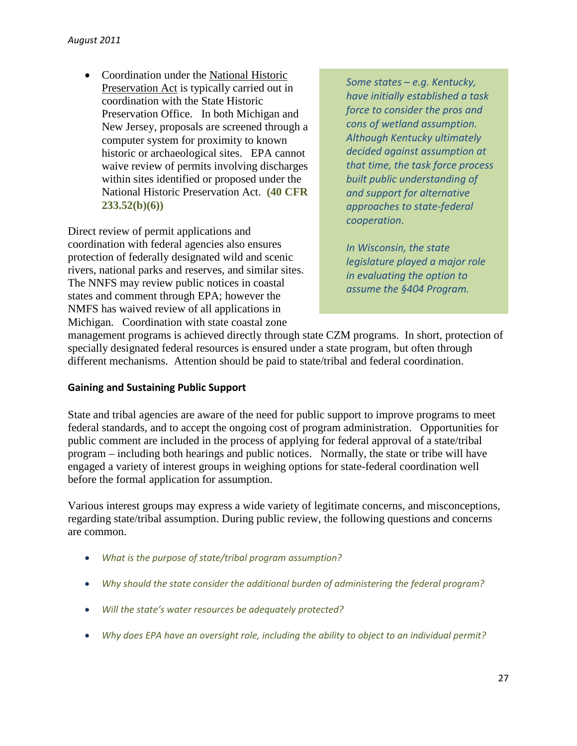- Coordination under the National Historic Preservation Act is typically carried out in coordination with the State Historic Preservation Office. In both Michigan and New Jersey, proposals are screened through a computer system for proximity to known historic or archaeological sites. EPA cannot waive review of permits involving discharges within sites identified or proposed under the National Historic Preservation Act. **(40 CFR 233.52(b)(6))**

Direct review of permit applications and coordination with federal agencies also ensures protection of federally designated wild and scenic rivers, national parks and reserves, and similar sites. The NNFS may review public notices in coastal states and comment through EPA; however the NMFS has waived review of all applications in Michigan. Coordination with state coastal zone management programs is achieved directly through state CZM programs. In short, protection of specially designated federal resources is ensured under a state program, but often through different mechanisms. Attention should be paid to state/tribal and federal coordination.

*Some states – e.g. Kentucky, have initially established a task force to consider the pros and cons of wetland assumption. Although Kentucky ultimately decided against assumption at that time, the task force process built public understanding of and support for alternative approaches to state-federal cooperation.*

*In Wisconsin, the state legislature played a major role in evaluating the option to assume the §404 Program.*

### Gaining and Sustaining Public Support

State and tribal agencies are aware of the need for public support to improve programs to meet federal standards, and to accept the ongoing cost of program administration. Opportunities for public comment are included in the process of applying for federal approval of a state/tribal program – including both hearings and public notices. Normally, the state or tribe will have engaged a variety of interest groups in weighing options for state-federal coordination well before the formal application for assumption.

Various interest groups may express a wide variety of legitimate concerns, and misconceptions, regarding state/tribal assumption. During public review, the following questions and concerns are common.

- *What is the purpose of state/tribal program assumption?*
- *Why should the state consider the additional burden of administering the federal program?*
- *Will the state's water resources be adequately protected?*
- *Why does EPA have an oversight role, including the ability to object to an individual permit?*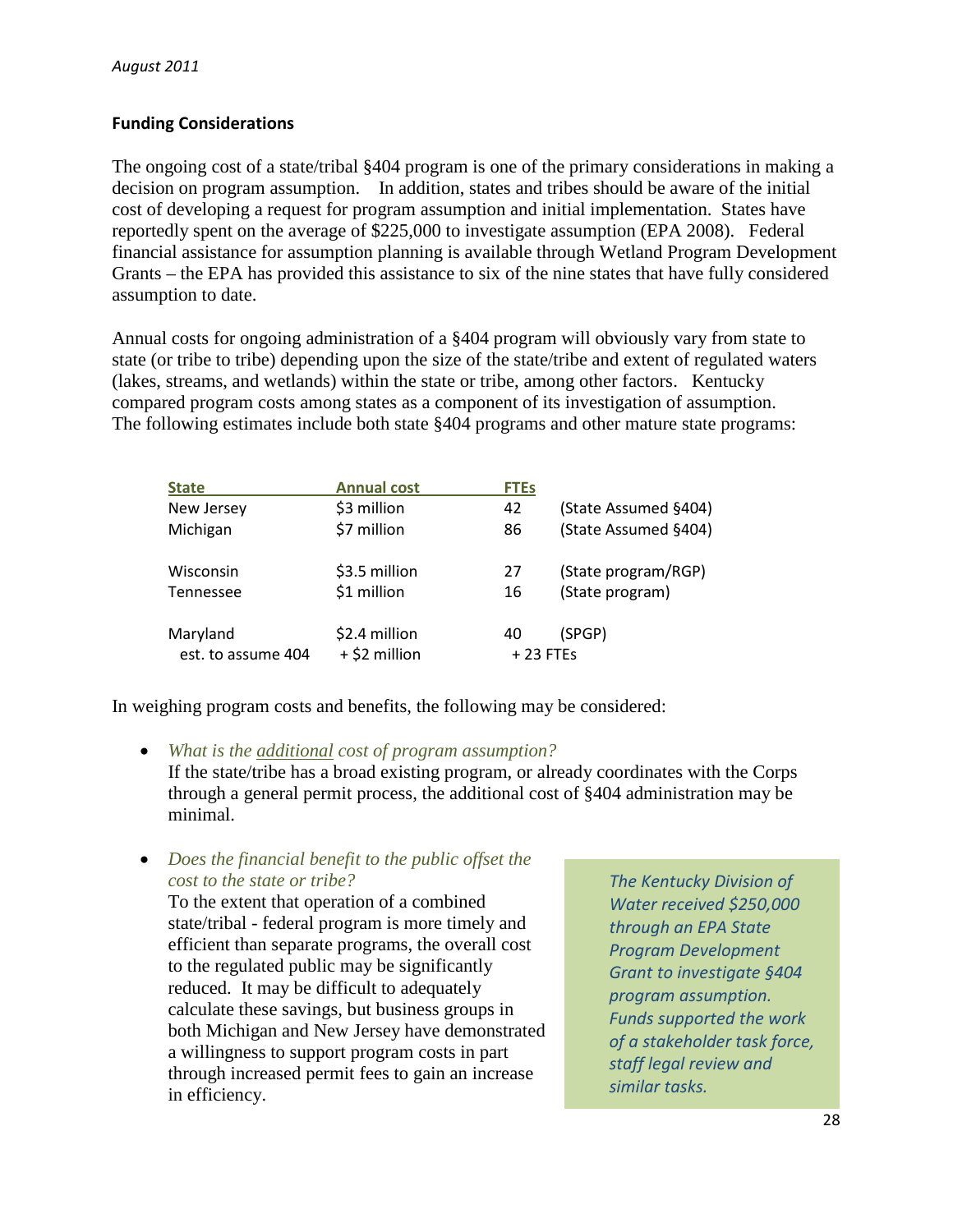## Funding Considerations

The ongoing cost of a state/tribal §404 program is one of the primary considerations in making a decision on program assumption. In addition, states and tribes should be aware of the initial cost of developing a request for program assumption and initial implementation. States have reportedly spent on the average of $225,000 to investigate assumption (EPA 2008). Federal financial assistance for assumption planning is available through Wetland Program Development Grants – the EPA has provided this assistance to six of the nine states that have fully considered assumption to date.

Annual costs for ongoing administration of a §404 program will obviously vary from state to state (or tribe to tribe) depending upon the size of the state/tribe and extent of regulated waters (lakes, streams, and wetlands) within the state or tribe, among other factors. Kentucky compared program costs among states as a component of its investigation of assumption. The following estimates include both state §404 programs and other mature state programs:

| State | Annual cost | FTEs | |
|---|---|---|---|
| New Jersey | $3 million | 42 | (State Assumed §404) |
| Michigan | $7 million | 86 | (State Assumed §404) |
| Wisconsin | $3.5 million | 27 | (State program/RGP) |
| Tennessee | $1 million | 16 | (State program) |
| Maryland | $2.4 million | 40 | (SPGP) |
| est. to assume 404 | + $2 million | + 23 FTEs | |

In weighing program costs and benefits, the following may be considered:

- *What is the additional cost of program assumption?*
  If the state/tribe has a broad existing program, or already coordinates with the Corps through a general permit process, the additional cost of §404 administration may be minimal.

- *Does the financial benefit to the public offset the cost to the state or tribe?*
  To the extent that operation of a combined state/tribal - federal program is more timely and efficient than separate programs, the overall cost to the regulated public may be significantly reduced. It may be difficult to adequately calculate these savings, but business groups in both Michigan and New Jersey have demonstrated a willingness to support program costs in part through increased permit fees to gain an increase in efficiency.

*The Kentucky Division of Water received $250,000 through an EPA State Program Development Grant to investigate §404 program assumption. Funds supported the work of a stakeholder task force, staff legal review and similar tasks.*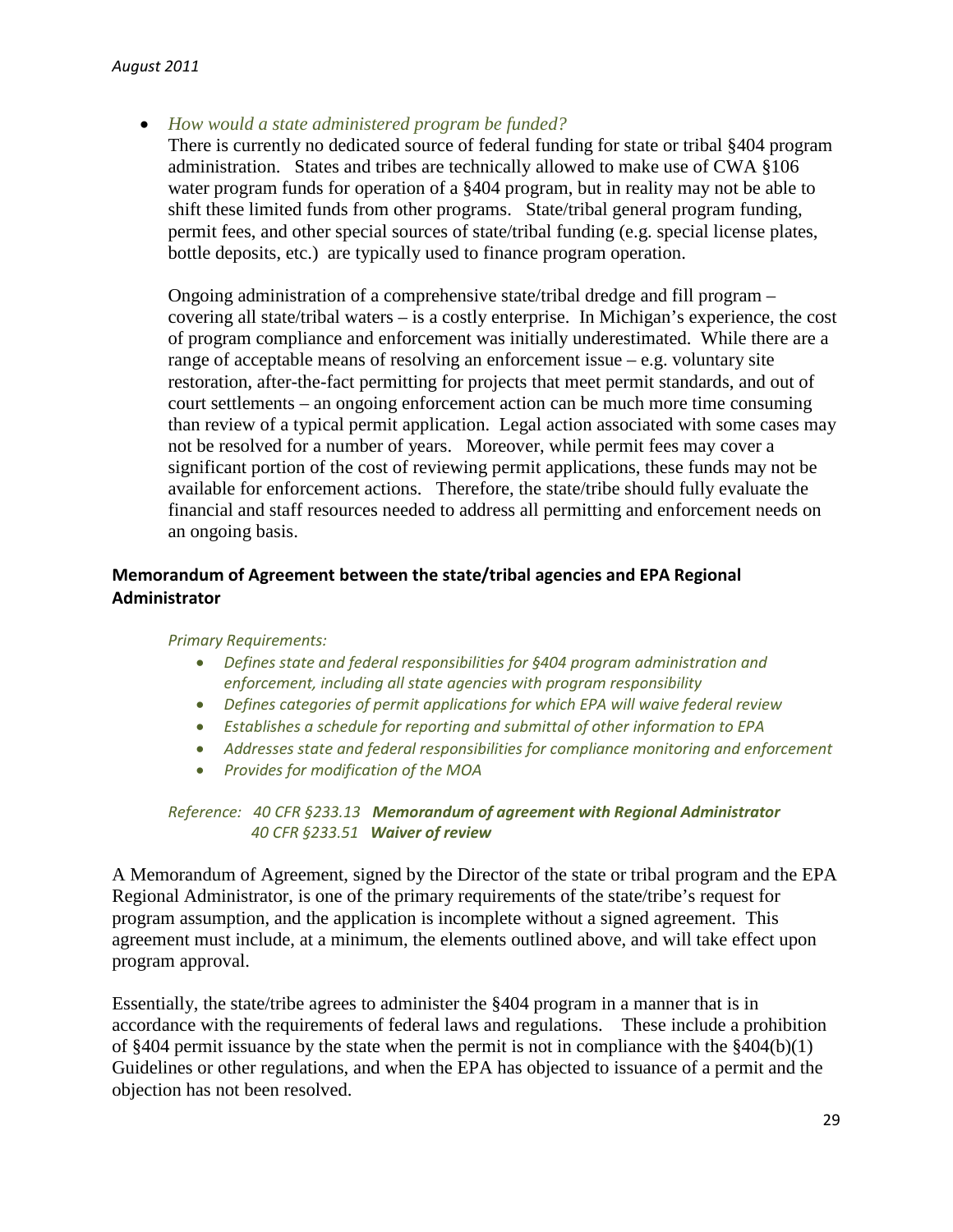- *How would a state administered program be funded?*

  There is currently no dedicated source of federal funding for state or tribal §404 program administration. States and tribes are technically allowed to make use of CWA §106 water program funds for operation of a §404 program, but in reality may not be able to shift these limited funds from other programs. State/tribal general program funding, permit fees, and other special sources of state/tribal funding (e.g. special license plates, bottle deposits, etc.) are typically used to finance program operation.

  Ongoing administration of a comprehensive state/tribal dredge and fill program – covering all state/tribal waters – is a costly enterprise. In Michigan's experience, the cost of program compliance and enforcement was initially underestimated. While there are a range of acceptable means of resolving an enforcement issue – e.g. voluntary site restoration, after-the-fact permitting for projects that meet permit standards, and out of court settlements – an ongoing enforcement action can be much more time consuming than review of a typical permit application. Legal action associated with some cases may not be resolved for a number of years. Moreover, while permit fees may cover a significant portion of the cost of reviewing permit applications, these funds may not be available for enforcement actions. Therefore, the state/tribe should fully evaluate the financial and staff resources needed to address all permitting and enforcement needs on an ongoing basis.

### Memorandum of Agreement between the state/tribal agencies and EPA Regional Administrator

*Primary Requirements:*

- *Defines state and federal responsibilities for §404 program administration and enforcement, including all state agencies with program responsibility*
- *Defines categories of permit applications for which EPA will waive federal review*
- *Establishes a schedule for reporting and submittal of other information to EPA*
- *Addresses state and federal responsibilities for compliance monitoring and enforcement*
- *Provides for modification of the MOA*

*Reference: 40 CFR §233.13* ***Memorandum of agreement with Regional Administrator***
*40 CFR §233.51* ***Waiver of review***

A Memorandum of Agreement, signed by the Director of the state or tribal program and the EPA Regional Administrator, is one of the primary requirements of the state/tribe's request for program assumption, and the application is incomplete without a signed agreement. This agreement must include, at a minimum, the elements outlined above, and will take effect upon program approval.

Essentially, the state/tribe agrees to administer the §404 program in a manner that is in accordance with the requirements of federal laws and regulations. These include a prohibition of §404 permit issuance by the state when the permit is not in compliance with the §404(b)(1) Guidelines or other regulations, and when the EPA has objected to issuance of a permit and the objection has not been resolved.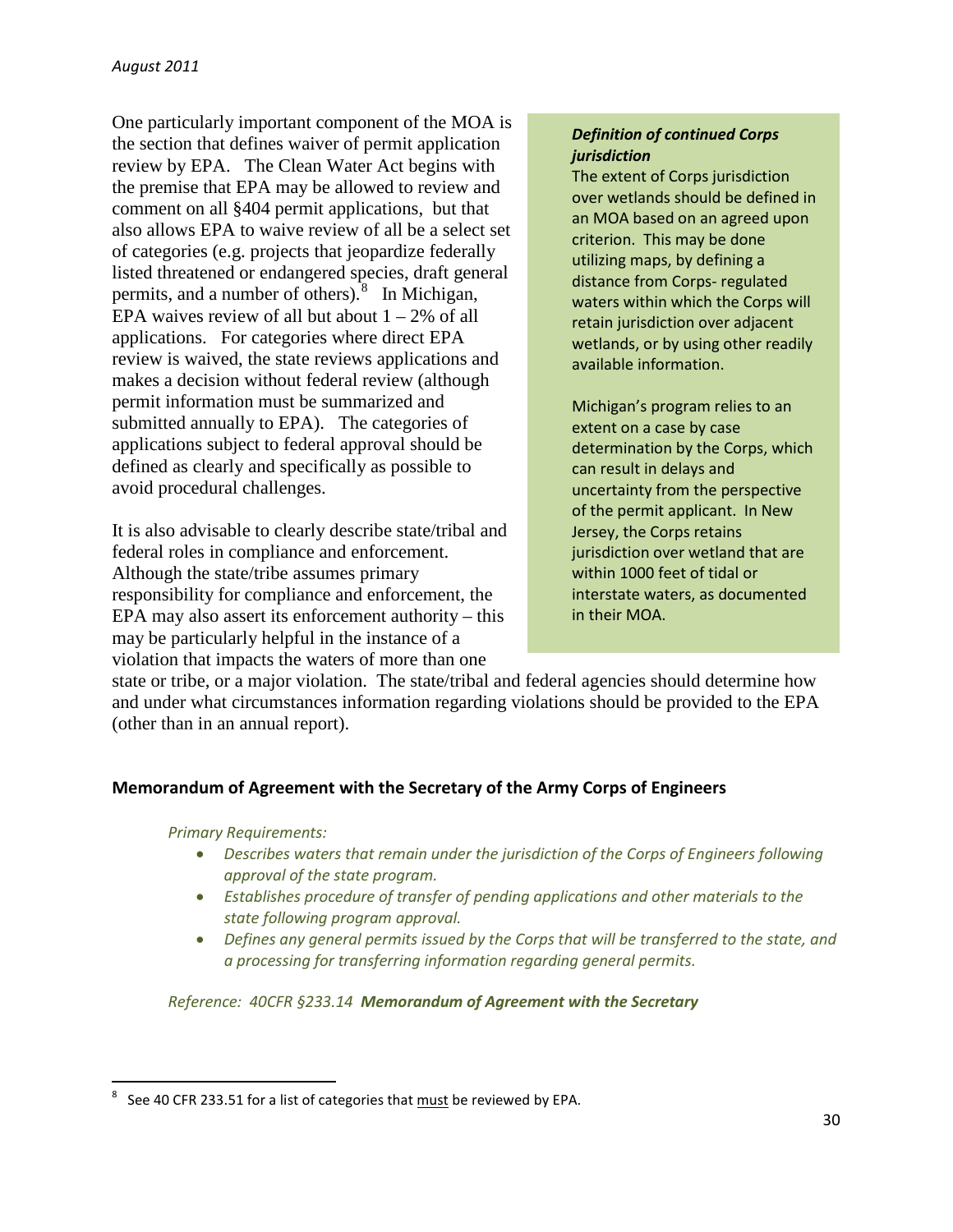One particularly important component of the MOA is the section that defines waiver of permit application review by EPA. The Clean Water Act begins with the premise that EPA may be allowed to review and comment on all §404 permit applications, but that also allows EPA to waive review of all be a select set of categories (e.g. projects that jeopardize federally listed threatened or endangered species, draft general permits, and a number of others).[8] In Michigan, EPA waives review of all but about 1 – 2% of all applications. For categories where direct EPA review is waived, the state reviews applications and makes a decision without federal review (although permit information must be summarized and submitted annually to EPA). The categories of applications subject to federal approval should be defined as clearly and specifically as possible to avoid procedural challenges.

It is also advisable to clearly describe state/tribal and federal roles in compliance and enforcement. Although the state/tribe assumes primary responsibility for compliance and enforcement, the EPA may also assert its enforcement authority – this may be particularly helpful in the instance of a violation that impacts the waters of more than one state or tribe, or a major violation. The state/tribal and federal agencies should determine how and under what circumstances information regarding violations should be provided to the EPA (other than in an annual report).

> ***Definition of continued Corps jurisdiction***
>
> The extent of Corps jurisdiction over wetlands should be defined in an MOA based on an agreed upon criterion. This may be done utilizing maps, by defining a distance from Corps- regulated waters within which the Corps will retain jurisdiction over adjacent wetlands, or by using other readily available information.
>
> Michigan's program relies to an extent on a case by case determination by the Corps, which can result in delays and uncertainty from the perspective of the permit applicant. In New Jersey, the Corps retains jurisdiction over wetland that are within 1000 feet of tidal or interstate waters, as documented in their MOA.

## Memorandum of Agreement with the Secretary of the Army Corps of Engineers

*Primary Requirements:*

- *Describes waters that remain under the jurisdiction of the Corps of Engineers following approval of the state program.*
- *Establishes procedure of transfer of pending applications and other materials to the state following program approval.*
- *Defines any general permits issued by the Corps that will be transferred to the state, and a processing for transferring information regarding general permits.*

*Reference: 40CFR §233.14* ***Memorandum of Agreement with the Secretary***

[8] See 40 CFR 233.51 for a list of categories that must be reviewed by EPA.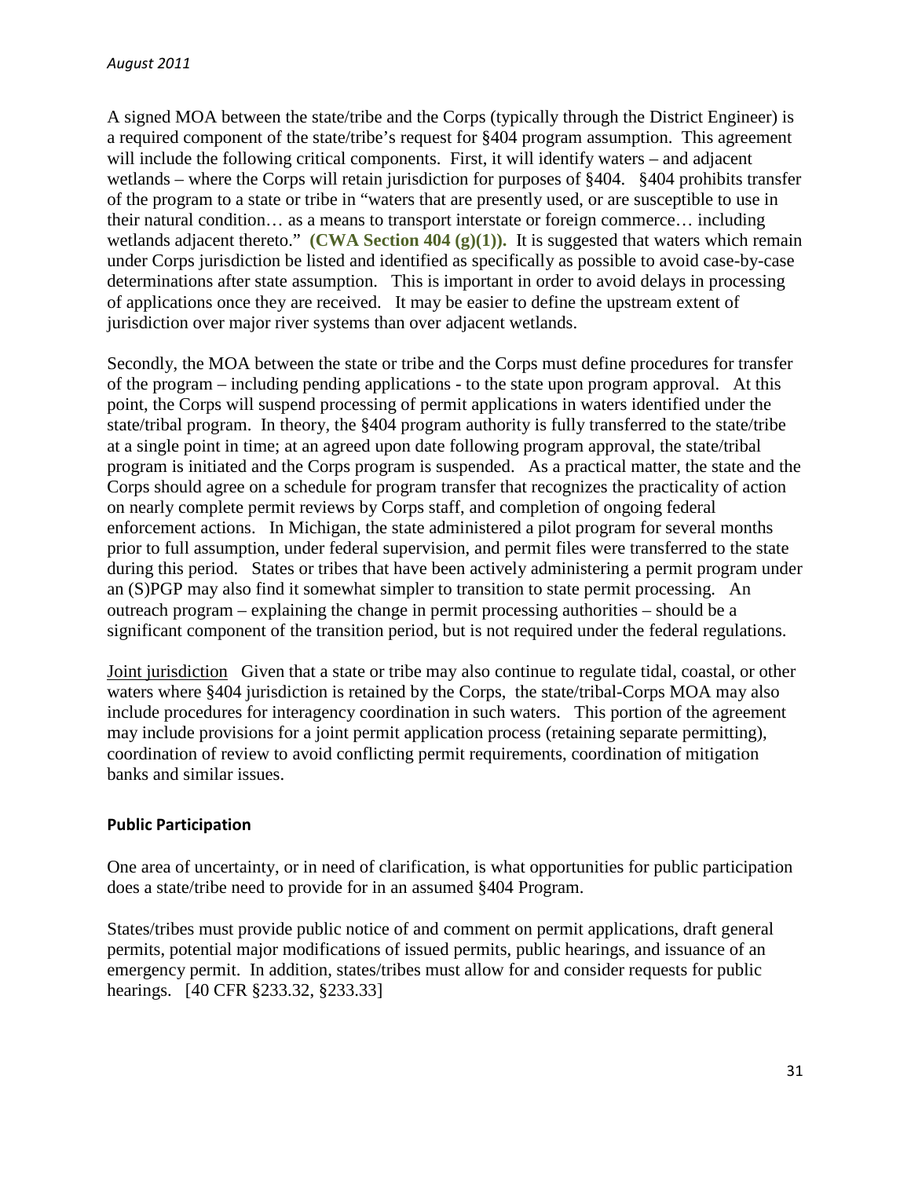A signed MOA between the state/tribe and the Corps (typically through the District Engineer) is a required component of the state/tribe's request for §404 program assumption. This agreement will include the following critical components. First, it will identify waters – and adjacent wetlands – where the Corps will retain jurisdiction for purposes of §404. §404 prohibits transfer of the program to a state or tribe in "waters that are presently used, or are susceptible to use in their natural condition… as a means to transport interstate or foreign commerce… including wetlands adjacent thereto." **(CWA Section 404 (g)(1)).** It is suggested that waters which remain under Corps jurisdiction be listed and identified as specifically as possible to avoid case-by-case determinations after state assumption. This is important in order to avoid delays in processing of applications once they are received. It may be easier to define the upstream extent of jurisdiction over major river systems than over adjacent wetlands.

Secondly, the MOA between the state or tribe and the Corps must define procedures for transfer of the program – including pending applications - to the state upon program approval. At this point, the Corps will suspend processing of permit applications in waters identified under the state/tribal program. In theory, the §404 program authority is fully transferred to the state/tribe at a single point in time; at an agreed upon date following program approval, the state/tribal program is initiated and the Corps program is suspended. As a practical matter, the state and the Corps should agree on a schedule for program transfer that recognizes the practicality of action on nearly complete permit reviews by Corps staff, and completion of ongoing federal enforcement actions. In Michigan, the state administered a pilot program for several months prior to full assumption, under federal supervision, and permit files were transferred to the state during this period. States or tribes that have been actively administering a permit program under an (S)PGP may also find it somewhat simpler to transition to state permit processing. An outreach program – explaining the change in permit processing authorities – should be a significant component of the transition period, but is not required under the federal regulations.

<u>Joint jurisdiction</u> Given that a state or tribe may also continue to regulate tidal, coastal, or other waters where §404 jurisdiction is retained by the Corps, the state/tribal-Corps MOA may also include procedures for interagency coordination in such waters. This portion of the agreement may include provisions for a joint permit application process (retaining separate permitting), coordination of review to avoid conflicting permit requirements, coordination of mitigation banks and similar issues.

### Public Participation

One area of uncertainty, or in need of clarification, is what opportunities for public participation does a state/tribe need to provide for in an assumed §404 Program.

States/tribes must provide public notice of and comment on permit applications, draft general permits, potential major modifications of issued permits, public hearings, and issuance of an emergency permit. In addition, states/tribes must allow for and consider requests for public hearings. [40 CFR §233.32, §233.33]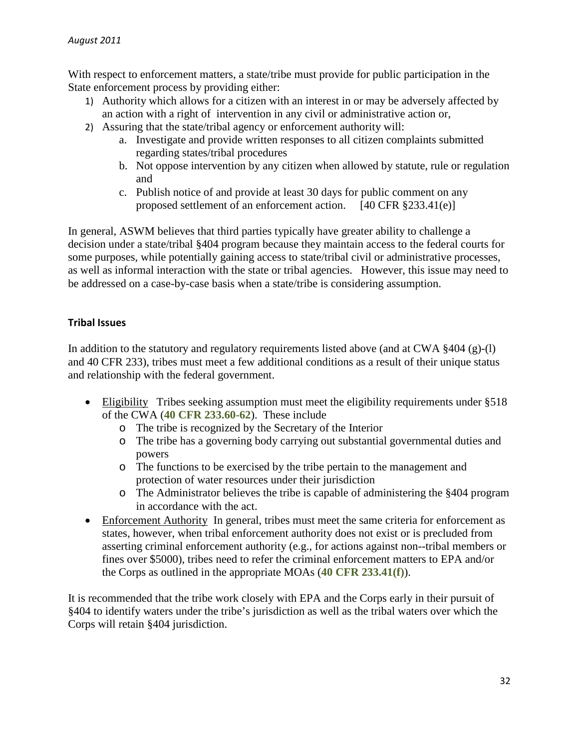With respect to enforcement matters, a state/tribe must provide for public participation in the State enforcement process by providing either:

1) Authority which allows for a citizen with an interest in or may be adversely affected by an action with a right of intervention in any civil or administrative action or,
2) Assuring that the state/tribal agency or enforcement authority will:
    a. Investigate and provide written responses to all citizen complaints submitted regarding states/tribal procedures
    b. Not oppose intervention by any citizen when allowed by statute, rule or regulation and
    c. Publish notice of and provide at least 30 days for public comment on any proposed settlement of an enforcement action. [40 CFR §233.41(e)]

In general, ASWM believes that third parties typically have greater ability to challenge a decision under a state/tribal §404 program because they maintain access to the federal courts for some purposes, while potentially gaining access to state/tribal civil or administrative processes, as well as informal interaction with the state or tribal agencies. However, this issue may need to be addressed on a case-by-case basis when a state/tribe is considering assumption.

#### Tribal Issues

In addition to the statutory and regulatory requirements listed above (and at CWA §404 (g)-(l) and 40 CFR 233), tribes must meet a few additional conditions as a result of their unique status and relationship with the federal government.

- Eligibility Tribes seeking assumption must meet the eligibility requirements under §518 of the CWA (**40 CFR 233.60-62**). These include
    - The tribe is recognized by the Secretary of the Interior
    - The tribe has a governing body carrying out substantial governmental duties and powers
    - The functions to be exercised by the tribe pertain to the management and protection of water resources under their jurisdiction
    - The Administrator believes the tribe is capable of administering the §404 program in accordance with the act.
- Enforcement Authority In general, tribes must meet the same criteria for enforcement as states, however, when tribal enforcement authority does not exist or is precluded from asserting criminal enforcement authority (e.g., for actions against non--tribal members or fines over $5000), tribes need to refer the criminal enforcement matters to EPA and/or the Corps as outlined in the appropriate MOAs (**40 CFR 233.41(f)**).

It is recommended that the tribe work closely with EPA and the Corps early in their pursuit of §404 to identify waters under the tribe's jurisdiction as well as the tribal waters over which the Corps will retain §404 jurisdiction.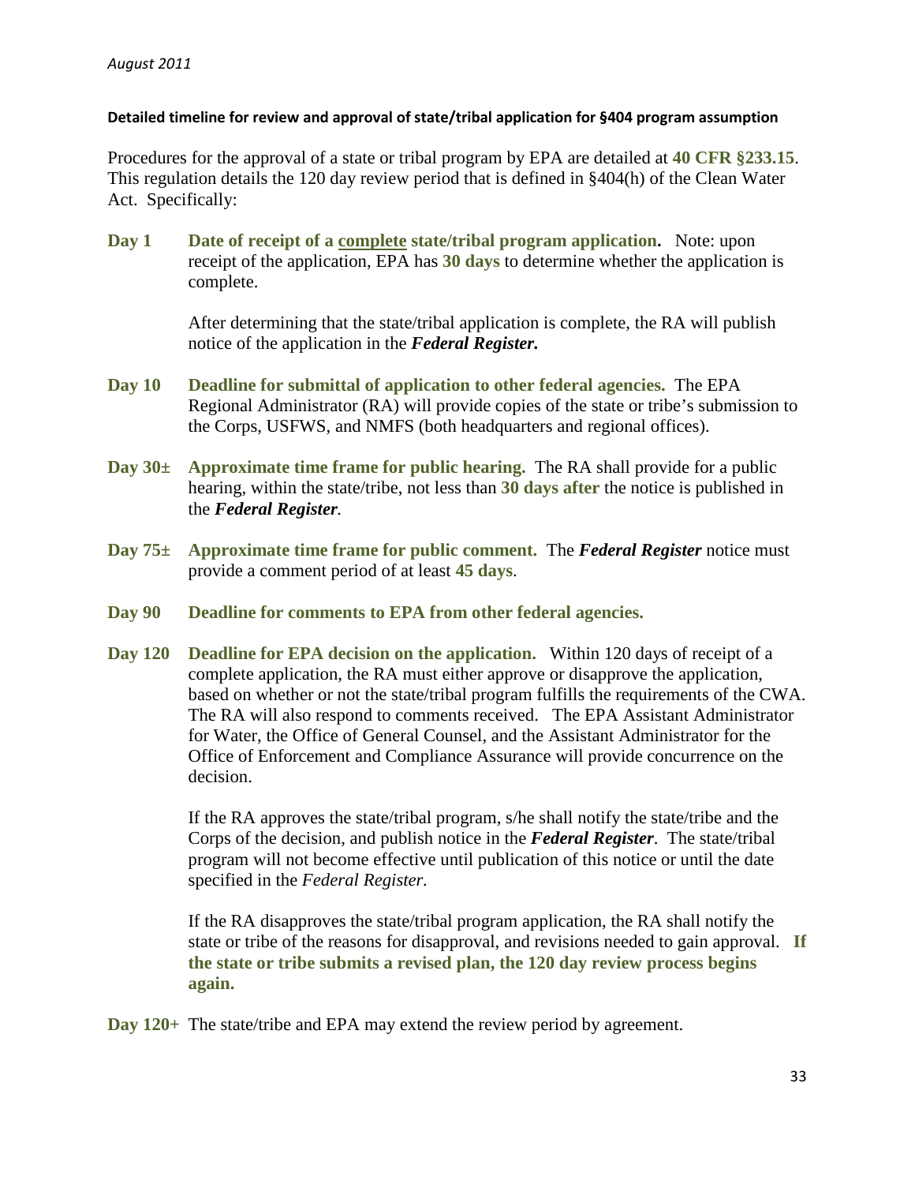### Detailed timeline for review and approval of state/tribal application for §404 program assumption

Procedures for the approval of a state or tribal program by EPA are detailed at **40 CFR §233.15**. This regulation details the 120 day review period that is defined in §404(h) of the Clean Water Act. Specifically:

**Day 1** **Date of receipt of a <u>complete</u> state/tribal program application.** Note: upon receipt of the application, EPA has **30 days** to determine whether the application is complete.

After determining that the state/tribal application is complete, the RA will publish notice of the application in the ***Federal Register.***

**Day 10** **Deadline for submittal of application to other federal agencies.** The EPA Regional Administrator (RA) will provide copies of the state or tribe's submission to the Corps, USFWS, and NMFS (both headquarters and regional offices).

**Day 30±** **Approximate time frame for public hearing.** The RA shall provide for a public hearing, within the state/tribe, not less than **30 days after** the notice is published in the ***Federal Register.***

**Day 75±** **Approximate time frame for public comment.** The ***Federal Register*** notice must provide a comment period of at least **45 days**.

**Day 90** **Deadline for comments to EPA from other federal agencies.**

**Day 120** **Deadline for EPA decision on the application.** Within 120 days of receipt of a complete application, the RA must either approve or disapprove the application, based on whether or not the state/tribal program fulfills the requirements of the CWA. The RA will also respond to comments received. The EPA Assistant Administrator for Water, the Office of General Counsel, and the Assistant Administrator for the Office of Enforcement and Compliance Assurance will provide concurrence on the decision.

If the RA approves the state/tribal program, s/he shall notify the state/tribe and the Corps of the decision, and publish notice in the ***Federal Register***. The state/tribal program will not become effective until publication of this notice or until the date specified in the *Federal Register*.

If the RA disapproves the state/tribal program application, the RA shall notify the state or tribe of the reasons for disapproval, and revisions needed to gain approval. **If the state or tribe submits a revised plan, the 120 day review process begins again.**

**Day 120+** The state/tribe and EPA may extend the review period by agreement.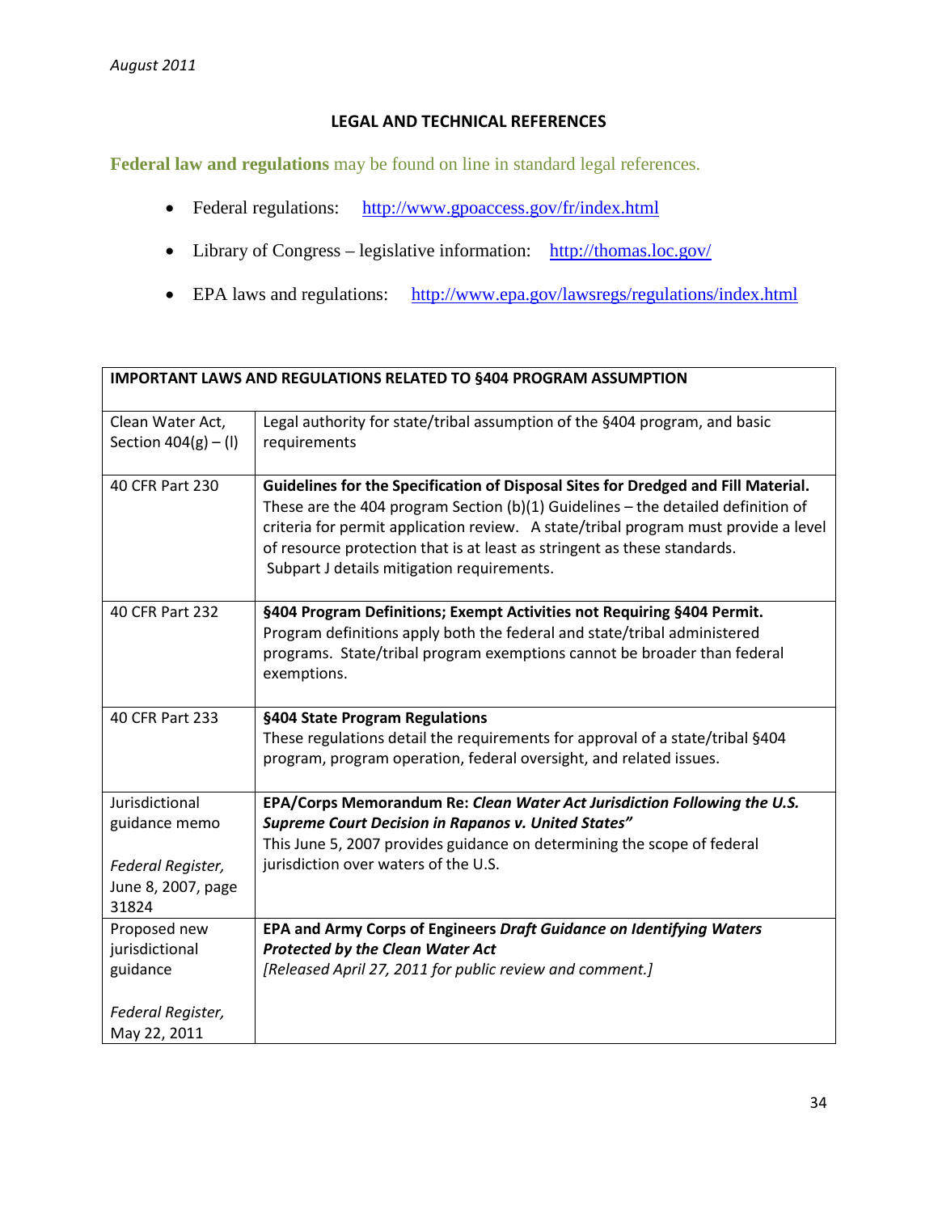*August 2011*

## LEGAL AND TECHNICAL REFERENCES

**Federal law and regulations** may be found on line in standard legal references.

- Federal regulations: http://www.gpoaccess.gov/fr/index.html
- Library of Congress – legislative information: http://thomas.loc.gov/
- EPA laws and regulations: http://www.epa.gov/lawsregs/regulations/index.html

| **IMPORTANT LAWS AND REGULATIONS RELATED TO §404 PROGRAM ASSUMPTION** | |
|---|---|
| Clean Water Act, Section 404(g) – (l) | Legal authority for state/tribal assumption of the §404 program, and basic requirements |
| 40 CFR Part 230 | **Guidelines for the Specification of Disposal Sites for Dredged and Fill Material.** These are the 404 program Section (b)(1) Guidelines – the detailed definition of criteria for permit application review. A state/tribal program must provide a level of resource protection that is at least as stringent as these standards. Subpart J details mitigation requirements. |
| 40 CFR Part 232 | **§404 Program Definitions; Exempt Activities not Requiring §404 Permit.** Program definitions apply both the federal and state/tribal administered programs. State/tribal program exemptions cannot be broader than federal exemptions. |
| 40 CFR Part 233 | **§404 State Program Regulations** These regulations detail the requirements for approval of a state/tribal §404 program, program operation, federal oversight, and related issues. |
| Jurisdictional guidance memo *Federal Register, June 8, 2007, page 31824* | **EPA/Corps Memorandum Re: *Clean Water Act Jurisdiction Following the U.S. Supreme Court Decision in Rapanos v. United States"*** This June 5, 2007 provides guidance on determining the scope of federal jurisdiction over waters of the U.S. |
| Proposed new jurisdictional guidance *Federal Register, May 22, 2011* | **EPA and Army Corps of Engineers *Draft Guidance on Identifying Waters Protected by the Clean Water Act*** *[Released April 27, 2011 for public review and comment.]* |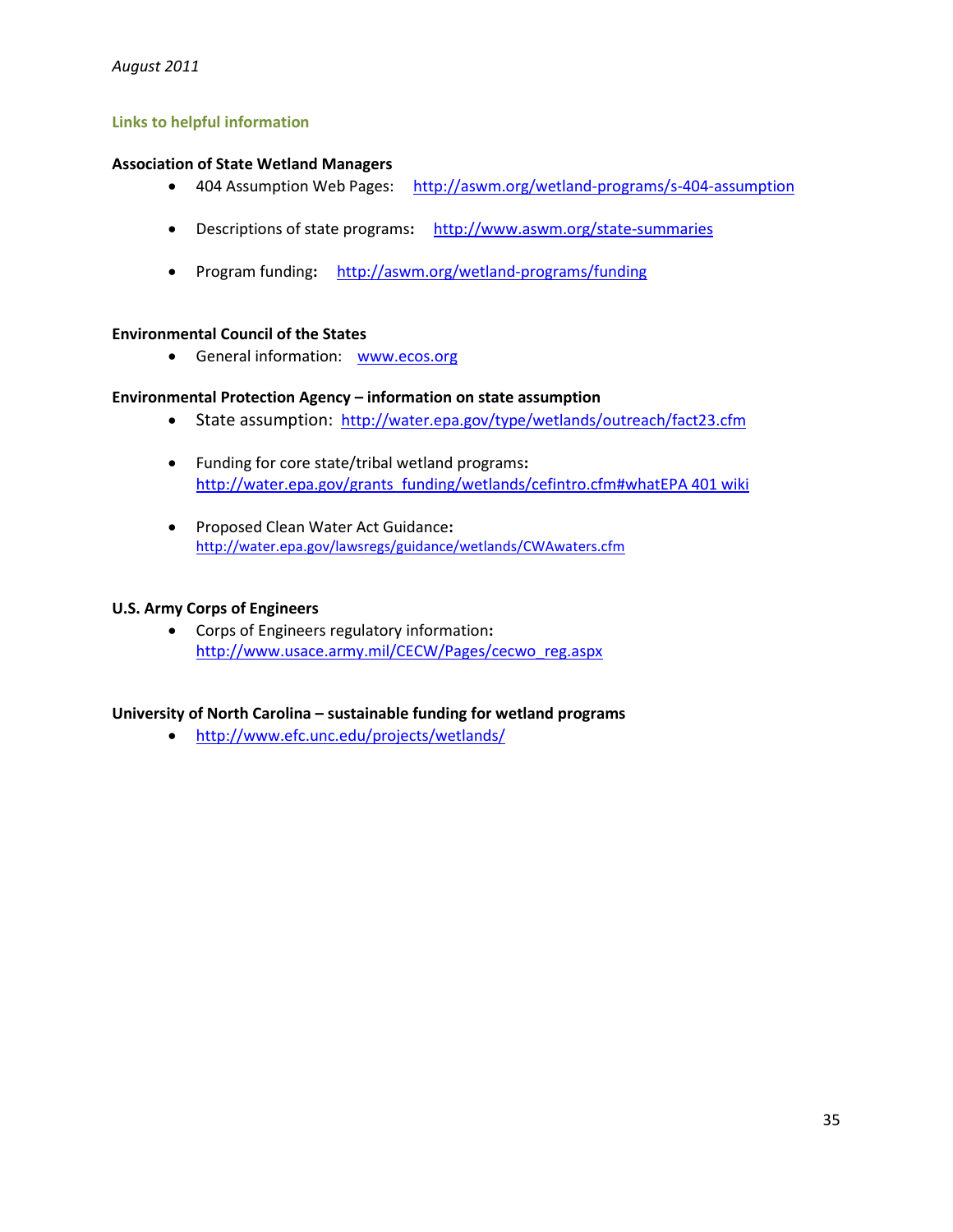*August 2011*

## Links to helpful information

**Association of State Wetland Managers**

- 404 Assumption Web Pages: http://aswm.org/wetland-programs/s-404-assumption
- Descriptions of state programs**:** http://www.aswm.org/state-summaries
- Program funding**:** http://aswm.org/wetland-programs/funding

**Environmental Council of the States**

- General information: www.ecos.org

**Environmental Protection Agency – information on state assumption**

- State assumption: http://water.epa.gov/type/wetlands/outreach/fact23.cfm
- Funding for core state/tribal wetland programs**:** http://water.epa.gov/grants_funding/wetlands/cefintro.cfm#whatEPA 401 wiki
- Proposed Clean Water Act Guidance**:** http://water.epa.gov/lawsregs/guidance/wetlands/CWAwaters.cfm

**U.S. Army Corps of Engineers**

- Corps of Engineers regulatory information**:** http://www.usace.army.mil/CECW/Pages/cecwo_reg.aspx

**University of North Carolina – sustainable funding for wetland programs**

- http://www.efc.unc.edu/projects/wetlands/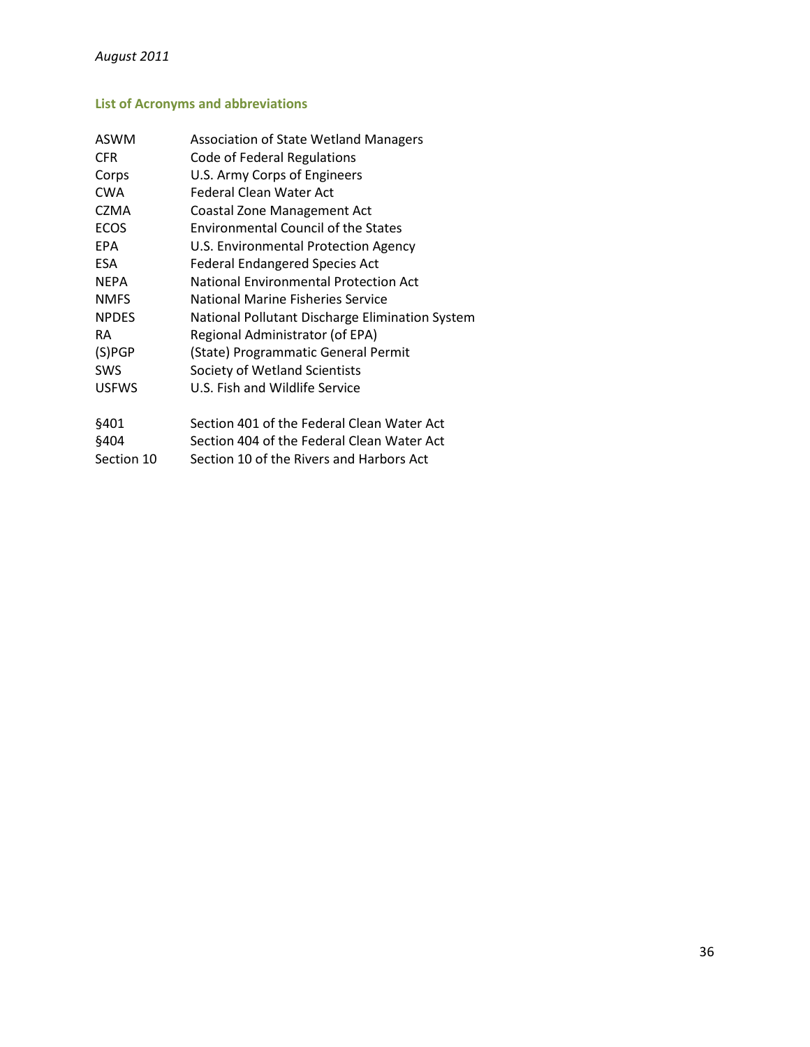## List of Acronyms and abbreviations

| | |
|---|---|
| ASWM | Association of State Wetland Managers |
| CFR | Code of Federal Regulations |
| Corps | U.S. Army Corps of Engineers |
| CWA | Federal Clean Water Act |
| CZMA | Coastal Zone Management Act |
| ECOS | Environmental Council of the States |
| EPA | U.S. Environmental Protection Agency |
| ESA | Federal Endangered Species Act |
| NEPA | National Environmental Protection Act |
| NMFS | National Marine Fisheries Service |
| NPDES | National Pollutant Discharge Elimination System |
| RA | Regional Administrator (of EPA) |
| (S)PGP | (State) Programmatic General Permit |
| SWS | Society of Wetland Scientists |
| USFWS | U.S. Fish and Wildlife Service |
| §401 | Section 401 of the Federal Clean Water Act |
| §404 | Section 404 of the Federal Clean Water Act |
| Section 10 | Section 10 of the Rivers and Harbors Act |